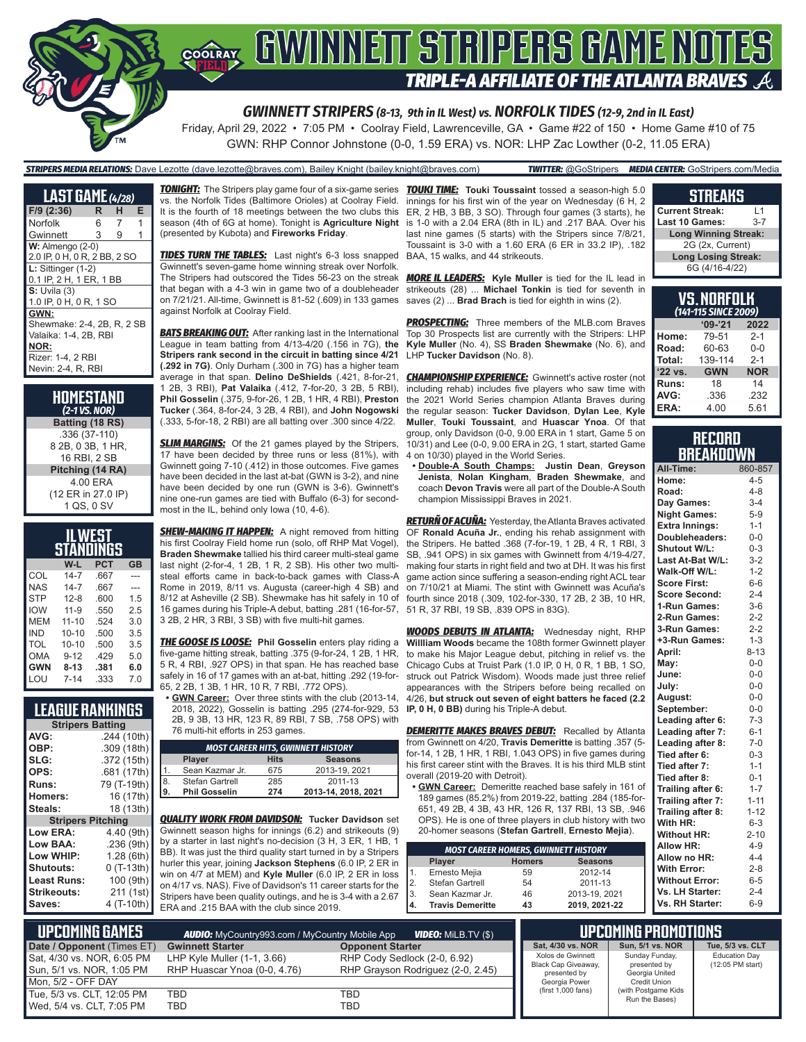# GWINNETT STRIPERS GAME NOTES

## TRIPLE-A AFFILIATE OF THE ATLANTA BRAVES

### GWINNETT STRIPERS (8-13, 9th in IL West) vs. NORFOLK TIDES (12-9, 2nd in IL East)

Friday, April 29, 2022 • 7:05 PM • Coolray Field, Lawrenceville, GA • Game #22 of 150 • Home Game #10 of 75

GWN: RHP Connor Johnstone (0-0, 1.59 ERA) vs. NOR: LHP Zac Lowther (0-2, 11.05 ERA)

**STRIPERS MEDIA RELATIONS:** Dave Lezotte (dave.lezotte@braves.com), Bailey Knight (bailey.knight@braves.com) **TWITTER:** @GoStripers **MEDIA CENTER:** GoStripers.com/Media

## LAST GAME (4/28)

| F/9 (2:36) | R | H | E |
|---|---|---|---|
| Norfolk | 6 | 7 | 1 |
| Gwinnett | 3 | 9 | 1 |

**W:** Almengo (2-0)
2.0 IP, 0 H, 0 R, 2 BB, 2 SO

**L:** Sittinger (1-2)
0.1 IP, 2 H, 1 ER, 1 BB

**S:** Uvila (3)
1.0 IP, 0 H, 0 R, 1 SO

**GWN:**
Shewmake: 2-4, 2B, R, 2 SB
Valaika: 1-4, 2B, RBI

**NOR:**
Rizer: 1-4, 2 RBI
Nevin: 2-4, R, RBI

## HOMESTAND (2-1 VS. NOR)

**Batting (18 RS)**
.336 (37-110)
8 2B, 0 3B, 1 HR,
16 RBI, 2 SB

**Pitching (14 RA)**
4.00 ERA
(12 ER in 27.0 IP)
1 QS, 0 SV

## IL WEST STANDINGS

| | W-L | PCT | GB |
|---|---|---|---|
| COL | 14-7 | .667 | --- |
| NAS | 14-7 | .667 | --- |
| STP | 12-8 | .600 | 1.5 |
| IOW | 11-9 | .550 | 2.5 |
| MEM | 11-10 | .524 | 3.0 |
| IND | 10-10 | .500 | 3.5 |
| TOL | 10-10 | .500 | 3.5 |
| OMA | 9-12 | .429 | 5.0 |
| **GWN** | **8-13** | **.381** | **6.0** |
| LOU | 7-14 | .333 | 7.0 |

## LEAGUE RANKINGS

| Stripers Batting | |
|---|---|
| AVG: | .244 (10th) |
| OBP: | .309 (18th) |
| SLG: | .372 (15th) |
| OPS: | .681 (17th) |
| Runs: | 79 (T-19th) |
| Homers: | 16 (17th) |
| Steals: | 18 (13th) |

| Stripers Pitching | |
|---|---|
| Low ERA: | 4.40 (9th) |
| Low BAA: | .236 (9th) |
| Low WHIP: | 1.28 (6th) |
| Shutouts: | 0 (T-13th) |
| Least Runs: | 100 (9th) |
| Strikeouts: | 211 (1st) |
| Saves: | 4 (T-10th) |

**TONIGHT:** The Stripers play game four of a six-game series vs. the Norfolk Tides (Baltimore Orioles) at Coolray Field. It is the fourth of 18 meetings between the two clubs this season (4th of 6G at home). Tonight is **Agriculture Night** (presented by Kubota) and **Fireworks Friday**.

**TIDES TURN THE TABLES:** Last night's 6-3 loss snapped Gwinnett's seven-game home winning streak over Norfolk. The Stripers had outscored the Tides 56-23 on the streak that began with a 4-3 win in game two of a doubleheader on 7/21/21. All-time, Gwinnett is 81-52 (.609) in 133 games against Norfolk at Coolray Field.

**BATS BREAKING OUT:** After ranking last in the International League in team batting from 4/13-4/20 (.156 in 7G), **the Stripers rank second in the circuit in batting since 4/21 (.292 in 7G)**. Only Durham (.300 in 7G) has a higher team average in that span. **Delino DeShields** (.421, 8-for-21, 1 2B, 1 3B, 3 RBI), **Pat Valaika** (.412, 7-for-20, 3 2B, 5 RBI), **Phil Gosselin** (.375, 9-for-26, 1 2B, 1 HR, 4 RBI), **Preston Tucker** (.364, 8-for-24, 3 2B, 4 RBI), and **John Nogowski** (.333, 5-for-18, 2 RBI) are all batting over .300 since 4/22.

**SLIM MARGINS:** Of the 21 games played by the Stripers, 17 have been decided by three runs or less (81%), with Gwinnett going 7-10 (.412) in those outcomes. Five games have been decided in the last at-bat (GWN is 3-2), and nine have been decided by one run (GWN is 3-6). Gwinnett's nine one-run games are tied with Buffalo (6-3) for second-most in the IL, behind only Iowa (10, 4-6).

**SHEW-MAKING IT HAPPEN:** A night removed from hitting his first Coolray Field home run (solo, off RHP Mat Vogel), **Braden Shewmake** tallied his third career multi-steal game last night (2-for-4, 1 2B, 1 R, 2 SB). His other two multi-steal efforts came in back-to-back games with Class-A Rome in 2019, 8/11 vs. Augusta (career-high 4 SB) and 8/12 at Asheville (2 SB). Shewmake has hit safely in 10 of 16 games during his Triple-A debut, batting .281 (16-for-57, 3 2B, 2 HR, 3 RBI, 3 SB) with five multi-hit games.

**THE GOOSE IS LOOSE:** **Phil Gosselin** enters play riding a five-game hitting streak, batting .375 (9-for-24, 1 2B, 1 HR, 5 R, 4 RBI, .927 OPS) in that span. He has reached base safely in 16 of 17 games with an at-bat, hitting .292 (19-for-65, 2 2B, 1 3B, 1 HR, 10 R, 7 RBI, .772 OPS).

- **GWN Career:** Over three stints with the club (2013-14, 2018, 2022), Gosselin is batting .295 (274-for-929, 53 2B, 9 3B, 13 HR, 123 R, 89 RBI, 7 SB, .758 OPS) with 76 multi-hit efforts in 253 games.

| MOST CAREER HITS, GWINNETT HISTORY | | | |
|---|---|---|---|
| | Player | Hits | Seasons |
| 1. | Sean Kazmar Jr. | 675 | 2013-19, 2021 |
| 8. | Stefan Gartrell | 285 | 2011-13 |
| **9.** | **Phil Gosselin** | **274** | **2013-14, 2018, 2021** |

**QUALITY WORK FROM DAVIDSON:** **Tucker Davidson** set Gwinnett season highs for innings (6.2) and strikeouts (9) by a starter in last night's no-decision (3 H, 3 ER, 1 HB, 1 BB). It was just the third quality start turned in by a Stripers hurler this year, joining **Jackson Stephens** (6.0 IP, 2 ER in win on 4/7 at MEM) and **Kyle Muller** (6.0 IP, 2 ER in loss on 4/17 vs. NAS). Five of Davidson's 11 career starts for the Stripers have been quality outings, and he is 3-4 with a 2.67 ERA and .215 BAA with the club since 2019.

**TOUKI TIME:** **Touki Toussaint** tossed a season-high 5.0 innings for his first win of the year on Wednesday (6 H, 2 ER, 2 HB, 3 BB, 3 SO). Through four games (3 starts), he is 1-0 with a 2.04 ERA (8th in IL) and .217 BAA. Over his last nine games (5 starts) with the Stripers since 7/8/21, Toussaint is 3-0 with a 1.60 ERA (6 ER in 33.2 IP), .182 BAA, 15 walks, and 44 strikeouts.

**MORE IL LEADERS:** **Kyle Muller** is tied for the IL lead in strikeouts (28) ... **Michael Tonkin** is tied for seventh in saves (2) ... **Brad Brach** is tied for eighth in wins (2).

**PROSPECTING:** Three members of the MLB.com Braves Top 30 Prospects list are currently with the Stripers: LHP **Kyle Muller** (No. 4), SS **Braden Shewmake** (No. 6), and LHP **Tucker Davidson** (No. 8).

**CHAMPIONSHIP EXPERIENCE:** Gwinnett's active roster (not including rehab) includes five players who saw time with the 2021 World Series champion Atlanta Braves during the regular season: **Tucker Davidson**, **Dylan Lee**, **Kyle Muller**, **Touki Toussaint**, and **Huascar Ynoa**. Of that group, only Davidson (0-0, 9.00 ERA in 1 start, Game 5 on 10/31) and Lee (0-0, 9.00 ERA in 2G, 1 start, started Game 4 on 10/30) played in the World Series.

- **Double-A South Champs:** **Justin Dean**, **Greyson Jenista**, **Nolan Kingham**, **Braden Shewmake**, and coach **Devon Travis** were all part of the Double-A South champion Mississippi Braves in 2021.

**RETURÑ OF ACUÑA:** Yesterday, the Atlanta Braves activated OF **Ronald Acuña Jr.**, ending his rehab assignment with the Stripers. He batted .368 (7-for-19, 1 2B, 4 R, 1 RBI, 3 SB, .941 OPS) in six games with Gwinnett from 4/19-4/27, making four starts in right field and two at DH. It was his first game action since suffering a season-ending right ACL tear on 7/10/21 at Miami. The stint with Gwinnett was Acuña's fourth since 2018 (.309, 102-for-330, 17 2B, 2 3B, 10 HR, 51 R, 37 RBI, 19 SB, .839 OPS in 83G).

**WOODS DEBUTS IN ATLANTA:** Wednesday night, RHP **Willliam Woods** became the 108th former Gwinnett player to make his Major League debut, pitching in relief vs. the Chicago Cubs at Truist Park (1.0 IP, 0 H, 0 R, 1 BB, 1 SO, struck out Patrick Wisdom). Woods made just three relief appearances with the Stripers before being recalled on 4/26, **but struck out seven of eight batters he faced (2.2 IP, 0 H, 0 BB)** during his Triple-A debut.

**DEMERITTE MAKES BRAVES DEBUT:** Recalled by Atlanta from Gwinnett on 4/20, **Travis Demeritte** is batting .357 (5-for-14, 1 2B, 1 HR, 1 RBI, 1.043 OPS) in five games during his first career stint with the Braves. It is his third MLB stint overall (2019-20 with Detroit).

- **GWN Career:** Demeritte reached base safely in 161 of 189 games (85.2%) from 2019-22, batting .284 (185-for-651, 49 2B, 4 3B, 43 HR, 126 R, 137 RBI, 13 SB, .946 OPS). He is one of three players in club history with two 20-homer seasons (**Stefan Gartrell**, **Ernesto Mejia**).

| MOST CAREER HOMERS, GWINNETT HISTORY | | | |
|---|---|---|---|
| | Player | Homers | Seasons |
| 1. | Ernesto Mejia | 59 | 2012-14 |
| 2. | Stefan Gartrell | 54 | 2011-13 |
| 3. | Sean Kazmar Jr. | 46 | 2013-19, 2021 |
| **4.** | **Travis Demeritte** | **43** | **2019, 2021-22** |

## STREAKS

| | |
|---|---|
| Current Streak: | L1 |
| Last 10 Games: | 3-7 |
| **Long Winning Streak:** | |
| 2G (2x, Current) | |
| **Long Losing Streak:** | |
| 6G (4/16-4/22) | |

## VS. NORFOLK (141-115 SINCE 2009)

| | '09-'21 | 2022 |
|---|---|---|
| Home: | 79-51 | 2-1 |
| Road: | 60-63 | 0-0 |
| Total: | 139-114 | 2-1 |
| **'22 vs.** | **GWN** | **NOR** |
| Runs: | 18 | 14 |
| AVG: | .336 | .232 |
| ERA: | 4.00 | 5.61 |

## RECORD BREAKDOWN

| | |
|---|---|
| All-Time: | 860-857 |
| Home: | 4-5 |
| Road: | 4-8 |
| Day Games: | 3-4 |
| Night Games: | 5-9 |
| Extra Innings: | 1-1 |
| Doubleheaders: | 0-0 |
| Shutout W/L: | 0-3 |
| Last At-Bat W/L: | 3-2 |
| Walk-Off W/L: | 1-2 |
| Score First: | 6-6 |
| Score Second: | 2-4 |
| 1-Run Games: | 3-6 |
| 2-Run Games: | 2-2 |
| 3-Run Games: | 2-2 |
| +3-Run Games: | 1-3 |
| April: | 8-13 |
| May: | 0-0 |
| June: | 0-0 |
| July: | 0-0 |
| August: | 0-0 |
| September: | 0-0 |
| Leading after 6: | 7-3 |
| Leading after 7: | 6-1 |
| Leading after 8: | 7-0 |
| Tied after 6: | 0-3 |
| Tied after 7: | 1-1 |
| Tied after 8: | 0-1 |
| Trailing after 6: | 1-7 |
| Trailing after 7: | 1-11 |
| Trailing after 8: | 1-12 |
| With HR: | 6-3 |
| Without HR: | 2-10 |
| Allow HR: | 4-9 |
| Allow no HR: | 4-4 |
| With Error: | 2-8 |
| Without Error: | 6-5 |
| Vs. LH Starter: | 2-4 |
| Vs. RH Starter: | 6-9 |

## UPCOMING GAMES

**AUDIO:** MyCountry993.com / MyCountry Mobile App **VIDEO:** MiLB.TV ($)

| Date / Opponent (Times ET) | Gwinnett Starter | Opponent Starter |
|---|---|---|
| Sat, 4/30 vs. NOR, 6:05 PM | LHP Kyle Muller (1-1, 3.66) | RHP Cody Sedlock (2-0, 6.92) |
| Sun, 5/1 vs. NOR, 1:05 PM | RHP Huascar Ynoa (0-0, 4.76) | RHP Grayson Rodriguez (2-0, 2.45) |
| Mon, 5/2 - OFF DAY | | |
| Tue, 5/3 vs. CLT, 12:05 PM | TBD | TBD |
| Wed, 5/4 vs. CLT, 7:05 PM | TBD | TBD |

## UPCOMING PROMOTIONS

| Sat, 4/30 vs. NOR | Sun, 5/1 vs. NOR | Tue, 5/3 vs. CLT |
|---|---|---|
| Xolos de Gwinnett Black Cap Giveaway, presented by Georgia Power (first 1,000 fans) | Sunday Funday, presented by Georgia United Credit Union (with Postgame Kids Run the Bases) | Education Day (12:05 PM start) |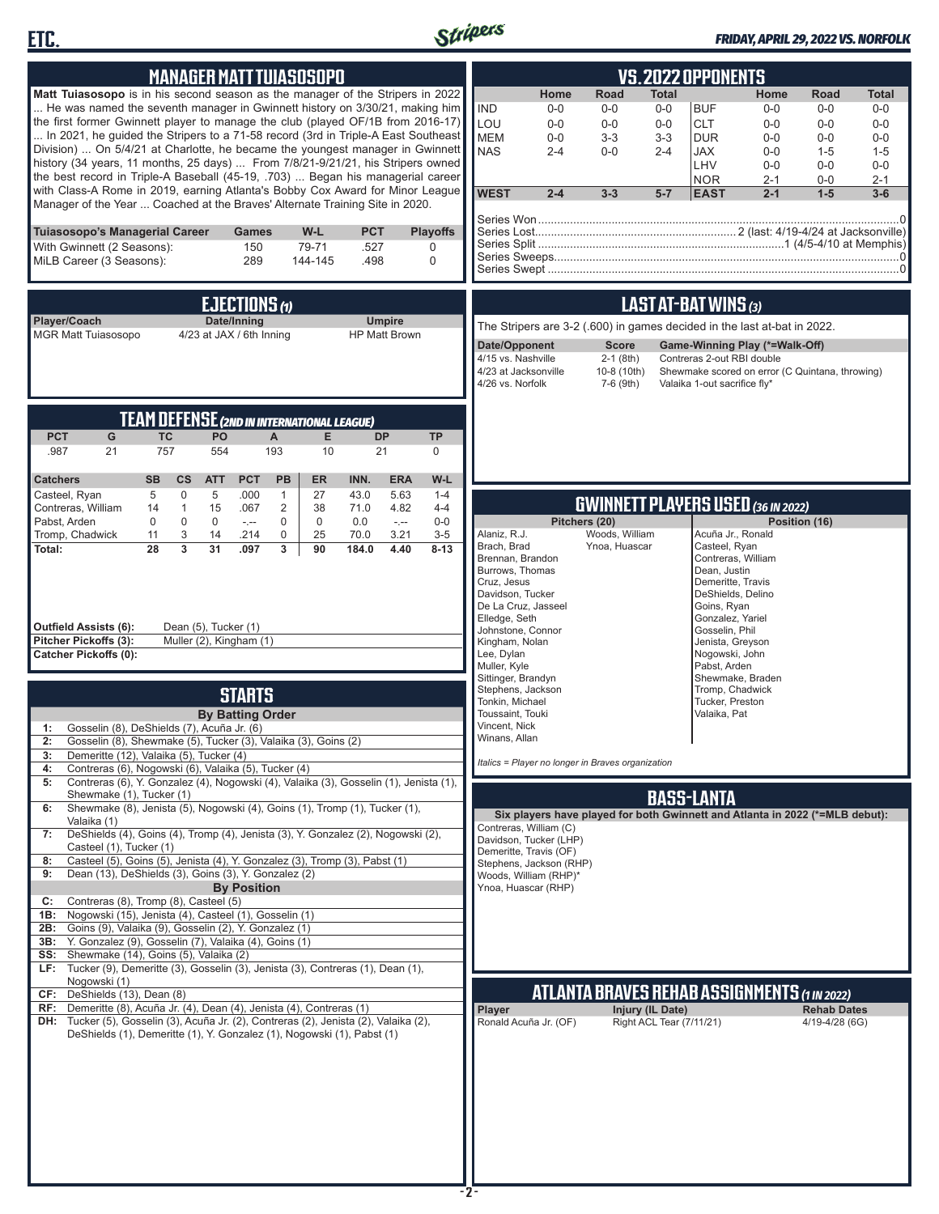# ETC.

*FRIDAY, APRIL 29, 2022 VS. NORFOLK*

## MANAGER MATT TUIASOSOPO

**Matt Tuiasosopo** is in his second season as the manager of the Stripers in 2022 ... He was named the seventh manager in Gwinnett history on 3/30/21, making him the first former Gwinnett player to manage the club (played OF/1B from 2016-17) ... In 2021, he guided the Stripers to a 71-58 record (3rd in Triple-A East Southeast Division) ... On 5/4/21 at Charlotte, he became the youngest manager in Gwinnett history (34 years, 11 months, 25 days) ... From 7/8/21-9/21/21, his Stripers owned the best record in Triple-A Baseball (45-19, .703) ... Began his managerial career with Class-A Rome in 2019, earning Atlanta's Bobby Cox Award for Minor League Manager of the Year ... Coached at the Braves' Alternate Training Site in 2020.

| Tuiasosopo's Managerial Career | Games | W-L | PCT | Playoffs |
|---|---|---|---|---|
| With Gwinnett (2 Seasons): | 150 | 79-71 | .527 | 0 |
| MiLB Career (3 Seasons): | 289 | 144-145 | .498 | 0 |

## EJECTIONS (1)

| Player/Coach | Date/Inning | Umpire |
|---|---|---|
| MGR Matt Tuiasosopo | 4/23 at JAX / 6th Inning | HP Matt Brown |

## TEAM DEFENSE (2ND IN INTERNATIONAL LEAGUE)

| PCT | G | TC | PO | A | E | DP | TP |
|---|---|---|---|---|---|---|---|
| .987 | 21 | 757 | 554 | 193 | 10 | 21 | 0 |

| Catchers | SB | CS | ATT | PCT | PB | ER | INN. | ERA | W-L |
|---|---|---|---|---|---|---|---|---|---|
| Casteel, Ryan | 5 | 0 | 5 | .000 | 1 | 27 | 43.0 | 5.63 | 1-4 |
| Contreras, William | 14 | 1 | 15 | .067 | 2 | 38 | 71.0 | 4.82 | 4-4 |
| Pabst, Arden | 0 | 0 | 0 | -.-- | 0 | 0 | 0.0 | -.-- | 0-0 |
| Tromp, Chadwick | 11 | 3 | 14 | .214 | 0 | 25 | 70.0 | 3.21 | 3-5 |
| **Total:** | **28** | **3** | **31** | **.097** | **3** | **90** | **184.0** | **4.40** | **8-13** |

**Outfield Assists (6):** Dean (5), Tucker (1)
**Pitcher Pickoffs (3):** Muller (2), Kingham (1)
**Catcher Pickoffs (0):**

## STARTS

**By Batting Order**

| | |
|---|---|
| 1: | Gosselin (8), DeShields (7), Acuña Jr. (6) |
| 2: | Gosselin (8), Shewmake (5), Tucker (3), Valaika (3), Goins (2) |
| 3: | Demeritte (12), Valaika (5), Tucker (4) |
| 4: | Contreras (6), Nogowski (6), Valaika (5), Tucker (4) |
| 5: | Contreras (6), Y. Gonzalez (4), Nogowski (4), Valaika (3), Gosselin (1), Jenista (1), Shewmake (1), Tucker (1) |
| 6: | Shewmake (8), Jenista (5), Nogowski (4), Goins (1), Tromp (1), Tucker (1), Valaika (1) |
| 7: | DeShields (4), Goins (4), Tromp (4), Jenista (3), Y. Gonzalez (2), Nogowski (2), Casteel (1), Tucker (1) |
| 8: | Casteel (5), Goins (5), Jenista (4), Y. Gonzalez (3), Tromp (3), Pabst (1) |
| 9: | Dean (13), DeShields (3), Goins (3), Y. Gonzalez (2) |

**By Position**

| | |
|---|---|
| C: | Contreras (8), Tromp (8), Casteel (5) |
| 1B: | Nogowski (15), Jenista (4), Casteel (1), Gosselin (1) |
| 2B: | Goins (9), Valaika (9), Gosselin (2), Y. Gonzalez (1) |
| 3B: | Y. Gonzalez (9), Gosselin (7), Valaika (4), Goins (1) |
| SS: | Shewmake (14), Goins (5), Valaika (2) |
| LF: | Tucker (9), Demeritte (3), Gosselin (3), Jenista (3), Contreras (1), Dean (1), Nogowski (1) |
| CF: | DeShields (13), Dean (8) |
| RF: | Demeritte (8), Acuña Jr. (4), Dean (4), Jenista (4), Contreras (1) |
| DH: | Tucker (5), Gosselin (3), Acuña Jr. (2), Contreras (2), Jenista (2), Valaika (2), DeShields (1), Demeritte (1), Y. Gonzalez (1), Nogowski (1), Pabst (1) |

## VS. 2022 OPPONENTS

| | Home | Road | Total | | Home | Road | Total |
|---|---|---|---|---|---|---|---|
| IND | 0-0 | 0-0 | 0-0 | BUF | 0-0 | 0-0 | 0-0 |
| LOU | 0-0 | 0-0 | 0-0 | CLT | 0-0 | 0-0 | 0-0 |
| MEM | 0-0 | 3-3 | 3-3 | DUR | 0-0 | 0-0 | 0-0 |
| NAS | 2-4 | 0-0 | 2-4 | JAX | 0-0 | 1-5 | 1-5 |
| | | | | LHV | 0-0 | 0-0 | 0-0 |
| | | | | NOR | 2-1 | 0-0 | 2-1 |
| **WEST** | **2-4** | **3-3** | **5-7** | **EAST** | **2-1** | **1-5** | **3-6** |

Series Won.......0
Series Lost.......2 (last: 4/19-4/24 at Jacksonville)
Series Split.......1 (4/5-4/10 at Memphis)
Series Sweeps.......0
Series Swept.......0

## LAST AT-BAT WINS (3)

The Stripers are 3-2 (.600) in games decided in the last at-bat in 2022.

| Date/Opponent | Score | Game-Winning Play (*=Walk-Off) |
|---|---|---|
| 4/15 vs. Nashville | 2-1 (8th) | Contreras 2-out RBI double |
| 4/23 at Jacksonville | 10-8 (10th) | Shewmake scored on error (C Quintana, throwing) |
| 4/26 vs. Norfolk | 7-6 (9th) | Valaika 1-out sacrifice fly* |

## GWINNETT PLAYERS USED (36 IN 2022)

**Pitchers (20)**
Alaniz, R.J.
Brach, Brad
Brennan, Brandon
Burrows, Thomas
Cruz, Jesus
Davidson, Tucker
De La Cruz, Jasseel
Elledge, Seth
Johnstone, Connor
Kingham, Nolan
Lee, Dylan
Muller, Kyle
Sittinger, Brandyn
Stephens, Jackson
Tonkin, Michael
Toussaint, Touki
Vincent, Nick
Winans, Allan
Woods, William
Ynoa, Huascar

**Position (16)**
Acuña Jr., Ronald
Casteel, Ryan
Contreras, William
Dean, Justin
Demeritte, Travis
DeShields, Delino
Goins, Ryan
Gonzalez, Yariel
Gosselin, Phil
Jenista, Greyson
Nogowski, John
Pabst, Arden
Shewmake, Braden
Tromp, Chadwick
Tucker, Preston
Valaika, Pat

*Italics = Player no longer in Braves organization*

## BASS-LANTA

**Six players have played for both Gwinnett and Atlanta in 2022 (*=MLB debut):**
Contreras, William (C)
Davidson, Tucker (LHP)
Demeritte, Travis (OF)
Stephens, Jackson (RHP)
Woods, William (RHP)*
Ynoa, Huascar (RHP)

## ATLANTA BRAVES REHAB ASSIGNMENTS (1 IN 2022)

| Player | Injury (IL Date) | Rehab Dates |
|---|---|---|
| Ronald Acuña Jr. (OF) | Right ACL Tear (7/11/21) | 4/19-4/28 (6G) |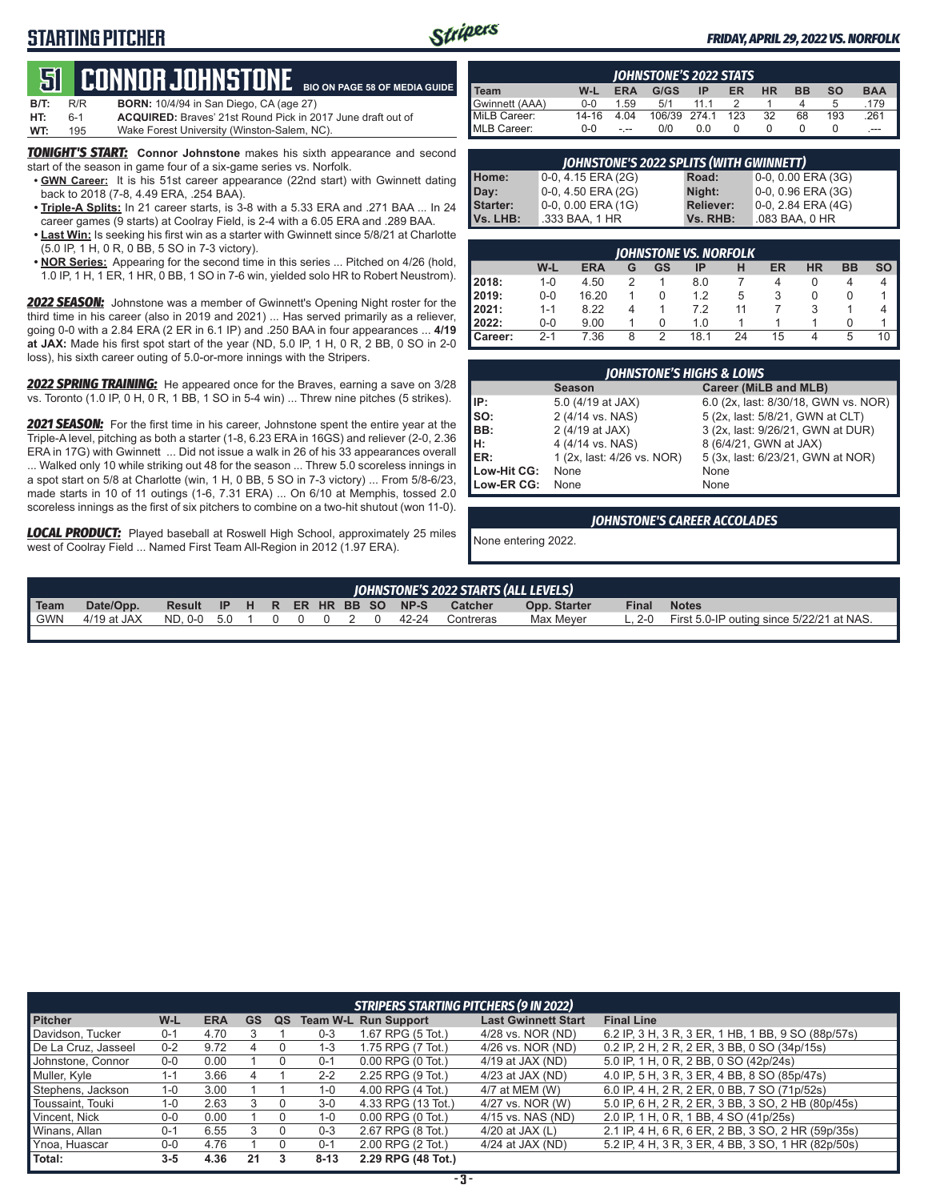# STARTING PITCHER

**FRIDAY, APRIL 29, 2022 VS. NORFOLK**

## 51 CONNOR JOHNSTONE

BIO ON PAGE 58 OF MEDIA GUIDE

**B/T:** R/R **BORN:** 10/4/94 in San Diego, CA (age 27)
**HT:** 6-1 **ACQUIRED:** Braves' 21st Round Pick in 2017 June draft out of
**WT:** 195 Wake Forest University (Winston-Salem, NC).

***TONIGHT'S START:*** **Connor Johnstone** makes his sixth appearance and second start of the season in game four of a six-game series vs. Norfolk.

- **GWN Career:** It is his 51st career appearance (22nd start) with Gwinnett dating back to 2018 (7-8, 4.49 ERA, .254 BAA).
- **Triple-A Splits:** In 21 career starts, is 3-8 with a 5.33 ERA and .271 BAA ... In 24 career games (9 starts) at Coolray Field, is 2-4 with a 6.05 ERA and .289 BAA.
- **Last Win:** Is seeking his first win as a starter with Gwinnett since 5/8/21 at Charlotte (5.0 IP, 1 H, 0 R, 0 BB, 5 SO in 7-3 victory).
- **NOR Series:** Appearing for the second time in this series ... Pitched on 4/26 (hold, 1.0 IP, 1 H, 1 ER, 1 HR, 0 BB, 1 SO in 7-6 win, yielded solo HR to Robert Neustrom).

***2022 SEASON:*** Johnstone was a member of Gwinnett's Opening Night roster for the third time in his career (also in 2019 and 2021) ... Has served primarily as a reliever, going 0-0 with a 2.84 ERA (2 ER in 6.1 IP) and .250 BAA in four appearances ... **4/19 at JAX:** Made his first spot start of the year (ND, 5.0 IP, 1 H, 0 R, 2 BB, 0 SO in 2-0 loss), his sixth career outing of 5.0-or-more innings with the Stripers.

***2022 SPRING TRAINING:*** He appeared once for the Braves, earning a save on 3/28 vs. Toronto (1.0 IP, 0 H, 0 R, 1 BB, 1 SO in 5-4 win) ... Threw nine pitches (5 strikes).

***2021 SEASON:*** For the first time in his career, Johnstone spent the entire year at the Triple-A level, pitching as both a starter (1-8, 6.23 ERA in 16GS) and reliever (2-0, 2.36 ERA in 17G) with Gwinnett ... Did not issue a walk in 26 of his 33 appearances overall ... Walked only 10 while striking out 48 for the season ... Threw 5.0 scoreless innings in a spot start on 5/8 at Charlotte (win, 1 H, 0 BB, 5 SO in 7-3 victory) ... From 5/8-6/23, made starts in 10 of 11 outings (1-6, 7.31 ERA) ... On 6/10 at Memphis, tossed 2.0 scoreless innings as the first of six pitchers to combine on a two-hit shutout (won 11-0).

***LOCAL PRODUCT:*** Played baseball at Roswell High School, approximately 25 miles west of Coolray Field ... Named First Team All-Region in 2012 (1.97 ERA).

### JOHNSTONE'S 2022 STATS

| Team | W-L | ERA | G/GS | IP | ER | HR | BB | SO | BAA |
|---|---|---|---|---|---|---|---|---|---|
| Gwinnett (AAA) | 0-0 | 1.59 | 5/1 | 11.1 | 2 | 1 | 4 | 5 | .179 |
| MiLB Career: | 14-16 | 4.04 | 106/39 | 274.1 | 123 | 32 | 68 | 193 | .261 |
| MLB Career: | 0-0 | -.-- | 0/0 | 0.0 | 0 | 0 | 0 | 0 | .--- |

### JOHNSTONE'S 2022 SPLITS (WITH GWINNETT)

| | | | |
|---|---|---|---|
| Home: | 0-0, 4.15 ERA (2G) | Road: | 0-0, 0.00 ERA (3G) |
| Day: | 0-0, 4.50 ERA (2G) | Night: | 0-0, 0.96 ERA (3G) |
| Starter: | 0-0, 0.00 ERA (1G) | Reliever: | 0-0, 2.84 ERA (4G) |
| Vs. LHB: | .333 BAA, 1 HR | Vs. RHB: | .083 BAA, 0 HR |

### JOHNSTONE VS. NORFOLK

| | W-L | ERA | G | GS | IP | H | ER | HR | BB | SO |
|---|---|---|---|---|---|---|---|---|---|---|
| 2018: | 1-0 | 4.50 | 2 | 1 | 8.0 | 7 | 4 | 0 | 4 | 4 |
| 2019: | 0-0 | 16.20 | 1 | 0 | 1.2 | 5 | 3 | 0 | 0 | 1 |
| 2021: | 1-1 | 8.22 | 4 | 1 | 7.2 | 11 | 7 | 3 | 1 | 4 |
| 2022: | 0-0 | 9.00 | 1 | 0 | 1.0 | 1 | 1 | 1 | 0 | 1 |
| Career: | 2-1 | 7.36 | 8 | 2 | 18.1 | 24 | 15 | 4 | 5 | 10 |

### JOHNSTONE'S HIGHS & LOWS

| | Season | Career (MiLB and MLB) |
|---|---|---|
| IP: | 5.0 (4/19 at JAX) | 6.0 (2x, last: 8/30/18, GWN vs. NOR) |
| SO: | 2 (4/14 vs. NAS) | 5 (2x, last: 5/8/21, GWN at CLT) |
| BB: | 2 (4/19 at JAX) | 3 (2x, last: 9/26/21, GWN at DUR) |
| H: | 4 (4/14 vs. NAS) | 8 (6/4/21, GWN at JAX) |
| ER: | 1 (2x, last: 4/26 vs. NOR) | 5 (3x, last: 6/23/21, GWN at NOR) |
| Low-Hit CG: | None | None |
| Low-ER CG: | None | None |

### JOHNSTONE'S CAREER ACCOLADES

None entering 2022.

### JOHNSTONE'S 2022 STARTS (ALL LEVELS)

| Team | Date/Opp. | Result | IP | H | R | ER | HR | BB | SO | NP-S | Catcher | Opp. Starter | Final | Notes |
|---|---|---|---|---|---|---|---|---|---|---|---|---|---|---|
| GWN | 4/19 at JAX | ND, 0-0 | 5.0 | 1 | 0 | 0 | 0 | 2 | 0 | 42-24 | Contreras | Max Meyer | L, 2-0 | First 5.0-IP outing since 5/22/21 at NAS. |

### STRIPERS STARTING PITCHERS (9 IN 2022)

| Pitcher | W-L | ERA | GS | QS | Team W-L | Run Support | Last Gwinnett Start | Final Line |
|---|---|---|---|---|---|---|---|---|
| Davidson, Tucker | 0-1 | 4.70 | 3 | 1 | 0-3 | 1.67 RPG (5 Tot.) | 4/28 vs. NOR (ND) | 6.2 IP, 3 H, 3 R, 3 ER, 1 HB, 1 BB, 9 SO (88p/57s) |
| De La Cruz, Jasseel | 0-2 | 9.72 | 4 | 0 | 1-3 | 1.75 RPG (7 Tot.) | 4/26 vs. NOR (ND) | 0.2 IP, 2 H, 2 R, 2 ER, 3 BB, 0 SO (34p/15s) |
| Johnstone, Connor | 0-0 | 0.00 | 1 | 0 | 0-1 | 0.00 RPG (0 Tot.) | 4/19 at JAX (ND) | 5.0 IP, 1 H, 0 R, 2 BB, 0 SO (42p/24s) |
| Muller, Kyle | 1-1 | 3.66 | 4 | 1 | 2-2 | 2.25 RPG (9 Tot.) | 4/23 at JAX (ND) | 4.0 IP, 5 H, 3 R, 3 ER, 4 BB, 8 SO (85p/47s) |
| Stephens, Jackson | 1-0 | 3.00 | 1 | 1 | 1-0 | 4.00 RPG (4 Tot.) | 4/7 at MEM (W) | 6.0 IP, 4 H, 2 R, 2 ER, 0 BB, 7 SO (71p/52s) |
| Toussaint, Touki | 1-0 | 2.63 | 3 | 0 | 3-0 | 4.33 RPG (13 Tot.) | 4/27 vs. NOR (W) | 5.0 IP, 6 H, 2 R, 2 ER, 3 BB, 3 SO, 2 HB (80p/45s) |
| Vincent, Nick | 0-0 | 0.00 | 1 | 0 | 1-0 | 0.00 RPG (0 Tot.) | 4/15 vs. NAS (ND) | 2.0 IP, 1 H, 0 R, 1 BB, 4 SO (41p/25s) |
| Winans, Allan | 0-1 | 6.55 | 3 | 0 | 0-3 | 2.67 RPG (8 Tot.) | 4/20 at JAX (L) | 2.1 IP, 4 H, 6 R, 6 ER, 2 BB, 3 SO, 2 HR (59p/35s) |
| Ynoa, Huascar | 0-0 | 4.76 | 1 | 0 | 0-1 | 2.00 RPG (2 Tot.) | 4/24 at JAX (ND) | 5.2 IP, 4 H, 3 R, 3 ER, 4 BB, 3 SO, 1 HR (82p/50s) |
| Total: | 3-5 | 4.36 | 21 | 3 | 8-13 | 2.29 RPG (48 Tot.) | | |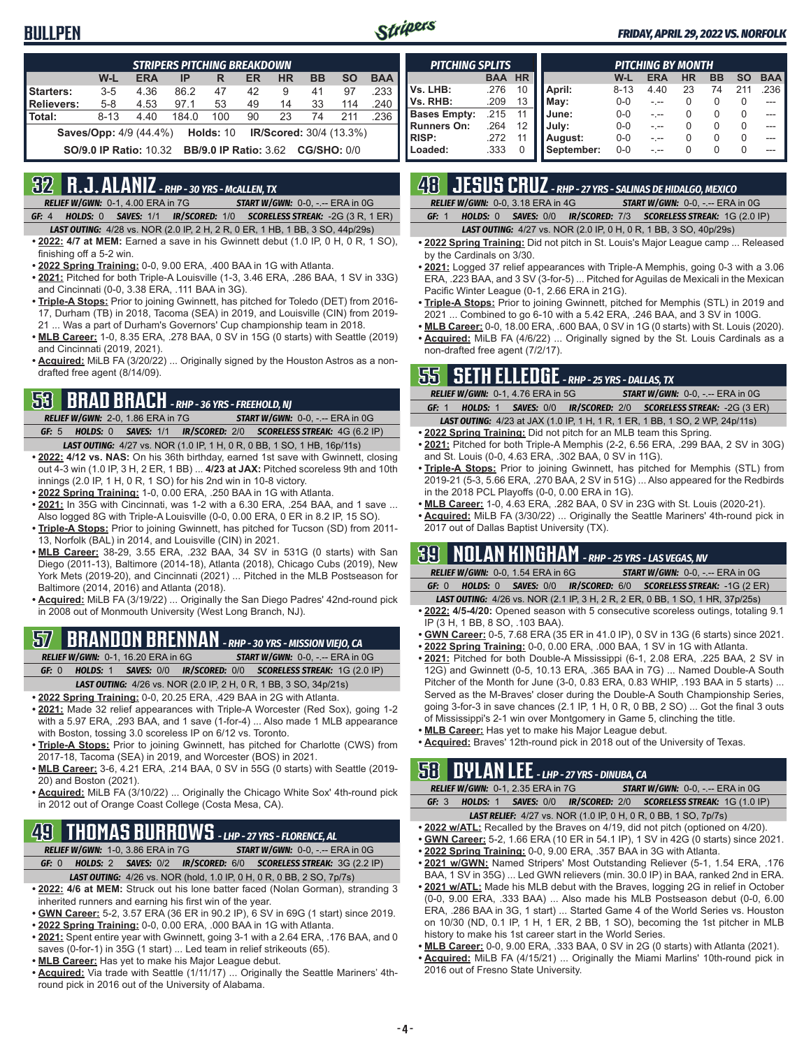# BULLPEN

*FRIDAY, APRIL 29, 2022 VS. NORFOLK*

| STRIPERS PITCHING BREAKDOWN | W-L | ERA | IP | R | ER | HR | BB | SO | BAA |
|---|---|---|---|---|---|---|---|---|---|
| Starters: | 3-5 | 4.36 | 86.2 | 47 | 42 | 9 | 41 | 97 | .233 |
| Relievers: | 5-8 | 4.53 | 97.1 | 53 | 49 | 14 | 33 | 114 | .240 |
| Total: | 8-13 | 4.40 | 184.0 | 100 | 90 | 23 | 74 | 211 | .236 |

**Saves/Opp:** 4/9 (44.4%) **Holds:** 10 **IR/Scored:** 30/4 (13.3%)

**SO/9.0 IP Ratio:** 10.32 **BB/9.0 IP Ratio:** 3.62 **CG/SHO:** 0/0

| PITCHING SPLITS | BAA | HR |
|---|---|---|
| Vs. LHB: | .276 | 10 |
| Vs. RHB: | .209 | 13 |
| Bases Empty: | .215 | 11 |
| Runners On: | .264 | 12 |
| RISP: | .272 | 11 |
| Loaded: | .333 | 0 |

| PITCHING BY MONTH | W-L | ERA | HR | BB | SO | BAA |
|---|---|---|---|---|---|---|
| April: | 8-13 | 4.40 | 23 | 74 | 211 | .236 |
| May: | 0-0 | -.-- | 0 | 0 | 0 | --- |
| June: | 0-0 | -.-- | 0 | 0 | 0 | --- |
| July: | 0-0 | -.-- | 0 | 0 | 0 | --- |
| August: | 0-0 | -.-- | 0 | 0 | 0 | --- |
| September: | 0-0 | -.-- | 0 | 0 | 0 | --- |

## 32 R.J. ALANIZ - RHP - 30 YRS - McALLEN, TX

*RELIEF W/GWN:* 0-1, 4.00 ERA in 7G *START W/GWN:* 0-0, -.-- ERA in 0G
*GF:* 4 *HOLDS:* 0 *SAVES:* 1/1 *IR/SCORED:* 1/0 *SCORELESS STREAK:* -2G (3 R, 1 ER)
*LAST OUTING:* 4/28 vs. NOR (2.0 IP, 2 H, 2 R, 0 ER, 1 HB, 1 BB, 3 SO, 44p/29s)

- **2022:** 4/7 at MEM: Earned a save in his Gwinnett debut (1.0 IP, 0 H, 0 R, 1 SO), finishing off a 5-2 win.
- **2022 Spring Training:** 0-0, 9.00 ERA, .400 BAA in 1G with Atlanta.
- **2021:** Pitched for both Triple-A Louisville (1-3, 3.46 ERA, .286 BAA, 1 SV in 33G) and Cincinnati (0-0, 3.38 ERA, .111 BAA in 3G).
- **Triple-A Stops:** Prior to joining Gwinnett, has pitched for Toledo (DET) from 2016-17, Durham (TB) in 2018, Tacoma (SEA) in 2019, and Louisville (CIN) from 2019-21 ... Was a part of Durham's Governors' Cup championship team in 2018.
- **MLB Career:** 1-0, 8.35 ERA, .278 BAA, 0 SV in 15G (0 starts) with Seattle (2019) and Cincinnati (2019, 2021).
- **Acquired:** MiLB FA (3/20/22) ... Originally signed by the Houston Astros as a non-drafted free agent (8/14/09).

## 53 BRAD BRACH - RHP - 36 YRS - FREEHOLD, NJ

*RELIEF W/GWN:* 2-0, 1.86 ERA in 7G *START W/GWN:* 0-0, -.-- ERA in 0G
*GF:* 5 *HOLDS:* 0 *SAVES:* 1/1 *IR/SCORED:* 2/0 *SCORELESS STREAK:* 4G (6.2 IP)
*LAST OUTING:* 4/27 vs. NOR (1.0 IP, 1 H, 0 R, 0 BB, 1 SO, 1 HB, 16p/11s)

- **2022:** 4/12 vs. NAS: On his 36th birthday, earned 1st save with Gwinnett, closing out 4-3 win (1.0 IP, 3 H, 2 ER, 1 BB) ... **4/23 at JAX:** Pitched scoreless 9th and 10th innings (2.0 IP, 1 H, 0 R, 1 SO) for his 2nd win in 10-8 victory.
- **2022 Spring Training:** 1-0, 0.00 ERA, .250 BAA in 1G with Atlanta.
- **2021:** In 35G with Cincinnati, was 1-2 with a 6.30 ERA, .254 BAA, and 1 save ... Also logged 8G with Triple-A Louisville (0-0, 0.00 ERA, 0 ER in 8.2 IP, 15 SO).
- **Triple-A Stops:** Prior to joining Gwinnett, has pitched for Tucson (SD) from 2011-13, Norfolk (BAL) in 2014, and Louisville (CIN) in 2021.
- **MLB Career:** 38-29, 3.55 ERA, .232 BAA, 34 SV in 531G (0 starts) with San Diego (2011-13), Baltimore (2014-18), Atlanta (2018), Chicago Cubs (2019), New York Mets (2019-20), and Cincinnati (2021) ... Pitched in the MLB Postseason for Baltimore (2014, 2016) and Atlanta (2018).
- **Acquired:** MiLB FA (3/19/22) ... Originally the San Diego Padres' 42nd-round pick in 2008 out of Monmouth University (West Long Branch, NJ).

## 57 BRANDON BRENNAN - RHP - 30 YRS - MISSION VIEJO, CA

*RELIEF W/GWN:* 0-1, 16.20 ERA in 6G *START W/GWN:* 0-0, -.-- ERA in 0G
*GF:* 0 *HOLDS:* 1 *SAVES:* 0/0 *IR/SCORED:* 0/0 *SCORELESS STREAK:* 1G (2.0 IP)
*LAST OUTING:* 4/26 vs. NOR (2.0 IP, 2 H, 0 R, 1 BB, 3 SO, 34p/21s)

- **2022 Spring Training:** 0-0, 20.25 ERA, .429 BAA in 2G with Atlanta.
- **2021:** Made 32 relief appearances with Triple-A Worcester (Red Sox), going 1-2 with a 5.97 ERA, .293 BAA, and 1 save (1-for-4) ... Also made 1 MLB appearance with Boston, tossing 3.0 scoreless IP on 6/12 vs. Toronto.
- **Triple-A Stops:** Prior to joining Gwinnett, has pitched for Charlotte (CWS) from 2017-18, Tacoma (SEA) in 2019, and Worcester (BOS) in 2021.
- **MLB Career:** 3-6, 4.21 ERA, .214 BAA, 0 SV in 55G (0 starts) with Seattle (2019-20) and Boston (2021).
- **Acquired:** MiLB FA (3/10/22) ... Originally the Chicago White Sox' 4th-round pick in 2012 out of Orange Coast College (Costa Mesa, CA).

## 49 THOMAS BURROWS - LHP - 27 YRS - FLORENCE, AL

*RELIEF W/GWN:* 1-0, 3.86 ERA in 7G *START W/GWN:* 0-0, -.-- ERA in 0G
*GF:* 0 *HOLDS:* 2 *SAVES:* 0/2 *IR/SCORED:* 6/0 *SCORELESS STREAK:* 3G (2.2 IP)
*LAST OUTING:* 4/26 vs. NOR (hold, 1.0 IP, 0 H, 0 R, 0 BB, 2 SO, 7p/7s)

- **2022:** 4/6 at MEM: Struck out his lone batter faced (Nolan Gorman), stranding 3 inherited runners and earning his first win of the year.
- **GWN Career:** 5-2, 3.57 ERA (36 ER in 90.2 IP), 6 SV in 69G (1 start) since 2019.
- **2022 Spring Training:** 0-0, 0.00 ERA, .000 BAA in 1G with Atlanta.
- **2021:** Spent entire year with Gwinnett, going 3-1 with a 2.64 ERA, .176 BAA, and 0 saves (0-for-1) in 35G (1 start) ... Led team in relief strikeouts (65).
- **MLB Career:** Has yet to make his Major League debut.
- **Acquired:** Via trade with Seattle (1/11/17) ... Originally the Seattle Mariners' 4th-round pick in 2016 out of the University of Alabama.

## 48 JESUS CRUZ - RHP - 27 YRS - SALINAS DE HIDALGO, MEXICO

*RELIEF W/GWN:* 0-0, 3.18 ERA in 4G *START W/GWN:* 0-0, -.-- ERA in 0G
*GF:* 1 *HOLDS:* 0 *SAVES:* 0/0 *IR/SCORED:* 7/3 *SCORELESS STREAK:* 1G (2.0 IP)
*LAST OUTING:* 4/27 vs. NOR (2.0 IP, 0 H, 0 R, 1 BB, 3 SO, 40p/29s)

- **2022 Spring Training:** Did not pitch in St. Louis's Major League camp ... Released by the Cardinals on 3/30.
- **2021:** Logged 37 relief appearances with Triple-A Memphis, going 0-3 with a 3.06 ERA, .223 BAA, and 3 SV (3-for-5) ... Pitched for Aguilas de Mexicali in the Mexican Pacific Winter League (0-1, 2.66 ERA in 21G).
- **Triple-A Stops:** Prior to joining Gwinnett, pitched for Memphis (STL) in 2019 and 2021 ... Combined to go 6-10 with a 5.42 ERA, .246 BAA, and 3 SV in 100G.
- **MLB Career:** 0-0, 18.00 ERA, .600 BAA, 0 SV in 1G (0 starts) with St. Louis (2020).
- **Acquired:** MiLB FA (4/6/22) ... Originally signed by the St. Louis Cardinals as a non-drafted free agent (7/2/17).

## 55 SETH ELLEDGE - RHP - 25 YRS - DALLAS, TX

*RELIEF W/GWN:* 0-1, 4.76 ERA in 5G *START W/GWN:* 0-0, -.-- ERA in 0G
*GF:* 1 *HOLDS:* 1 *SAVES:* 0/0 *IR/SCORED:* 2/0 *SCORELESS STREAK:* -2G (3 ER)
*LAST OUTING:* 4/23 at JAX (1.0 IP, 1 H, 1 R, 1 ER, 1 BB, 1 SO, 2 WP, 24p/11s)

- **2022 Spring Training:** Did not pitch for an MLB team this Spring.
- **2021:** Pitched for both Triple-A Memphis (2-2, 6.56 ERA, .299 BAA, 2 SV in 30G) and St. Louis (0-0, 4.63 ERA, .302 BAA, 0 SV in 11G).
- **Triple-A Stops:** Prior to joining Gwinnett, has pitched for Memphis (STL) from 2019-21 (5-3, 5.66 ERA, .270 BAA, 2 SV in 51G) ... Also appeared for the Redbirds in the 2018 PCL Playoffs (0-0, 0.00 ERA in 1G).
- **MLB Career:** 1-0, 4.63 ERA, .282 BAA, 0 SV in 23G with St. Louis (2020-21).
- **Acquired:** MiLB FA (3/30/22) ... Originally the Seattle Mariners' 4th-round pick in 2017 out of Dallas Baptist University (TX).

## 39 NOLAN KINGHAM - RHP - 25 YRS - LAS VEGAS, NV

*RELIEF W/GWN:* 0-0, 1.54 ERA in 6G *START W/GWN:* 0-0, -.-- ERA in 0G
*GF:* 0 *HOLDS:* 0 *SAVES:* 0/0 *IR/SCORED:* 6/0 *SCORELESS STREAK:* -1G (2 ER)
*LAST OUTING:* 4/26 vs. NOR (2.1 IP, 3 H, 2 R, 2 ER, 0 BB, 1 SO, 1 HR, 37p/25s)

- **2022:** 4/5-4/20: Opened season with 5 consecutive scoreless outings, totaling 9.1 IP (3 H, 1 BB, 8 SO, .103 BAA).
- **GWN Career:** 0-5, 7.68 ERA (35 ER in 41.0 IP), 0 SV in 13G (6 starts) since 2021.
- **2022 Spring Training:** 0-0, 0.00 ERA, .000 BAA, 1 SV in 1G with Atlanta.
- **2021:** Pitched for both Double-A Mississippi (6-1, 2.08 ERA, .225 BAA, 2 SV in 12G) and Gwinnett (0-5, 10.13 ERA, .365 BAA in 7G) ... Named Double-A South Pitcher of the Month for June (3-0, 0.83 ERA, 0.83 WHIP, .193 BAA in 5 starts) ... Served as the M-Braves' closer during the Double-A South Championship Series, going 3-for-3 in save chances (2.1 IP, 1 H, 0 R, 0 BB, 2 SO) ... Got the final 3 outs of Mississippi's 2-1 win over Montgomery in Game 5, clinching the title.
- **MLB Career:** Has yet to make his Major League debut.
- **Acquired:** Braves' 12th-round pick in 2018 out of the University of Texas.

## 58 DYLAN LEE - LHP - 27 YRS - DINUBA, CA

*RELIEF W/GWN:* 0-1, 2.35 ERA in 7G *START W/GWN:* 0-0, -.-- ERA in 0G
*GF:* 3 *HOLDS:* 1 *SAVES:* 0/0 *IR/SCORED:* 2/0 *SCORELESS STREAK:* 1G (1.0 IP)
*LAST RELIEF:* 4/27 vs. NOR (1.0 IP, 0 H, 0 R, 0 BB, 1 SO, 7p/7s)

- **2022 w/ATL:** Recalled by the Braves on 4/19, did not pitch (optioned on 4/20).
- **GWN Career:** 5-2, 1.66 ERA (10 ER in 54.1 IP), 1 SV in 42G (0 starts) since 2021.
- **2022 Spring Training:** 0-0, 9.00 ERA, .357 BAA in 3G with Atlanta.
- **2021 w/GWN:** Named Stripers' Most Outstanding Reliever (5-1, 1.54 ERA, .176 BAA, 1 SV in 35G) ... Led GWN relievers (min. 30.0 IP) in BAA, ranked 2nd in ERA.
- **2021 w/ATL:** Made his MLB debut with the Braves, logging 2G in relief in October (0-0, 9.00 ERA, .333 BAA) ... Also made his MLB Postseason debut (0-0, 6.00 ERA, .286 BAA in 3G, 1 start) ... Started Game 4 of the World Series vs. Houston on 10/30 (ND, 0.1 IP, 1 H, 1 ER, 2 BB, 1 SO), becoming the 1st pitcher in MLB history to make his 1st career start in the World Series.
- **MLB Career:** 0-0, 9.00 ERA, .333 BAA, 0 SV in 2G (0 starts) with Atlanta (2021).
- **Acquired:** MiLB FA (4/15/21) ... Originally the Miami Marlins' 10th-round pick in 2016 out of Fresno State University.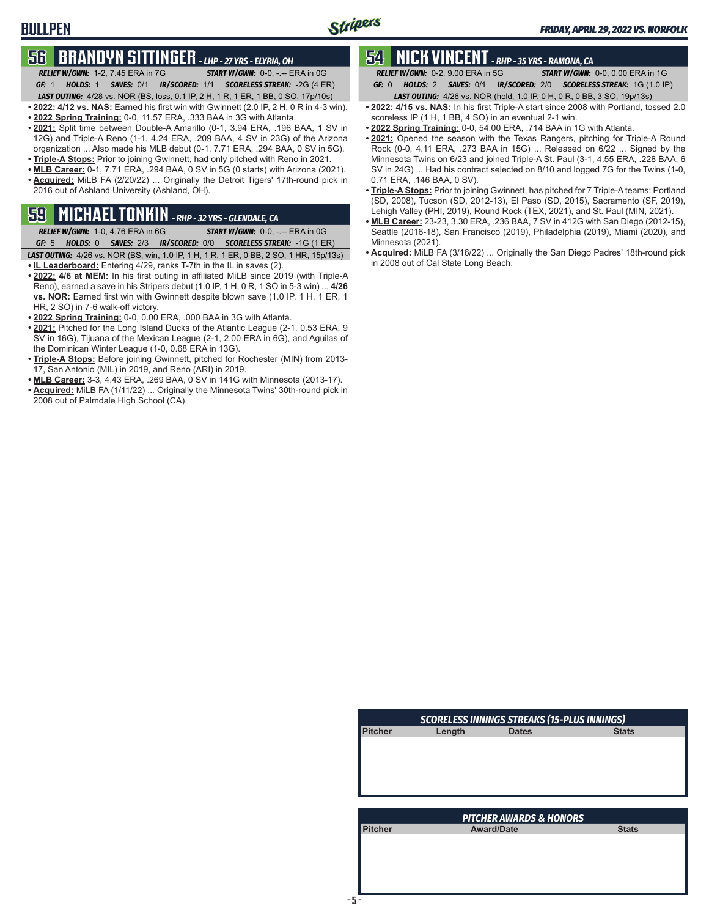## 56 BRANDYN SITTINGER - LHP - 27 YRS - ELYRIA, OH

**RELIEF W/GWN:** 1-2, 7.45 ERA in 7G **START W/GWN:** 0-0, -.-- ERA in 0G

**GF:** 1 **HOLDS:** 1 **SAVES:** 0/1 **IR/SCORED:** 1/1 **SCORELESS STREAK:** -2G (4 ER)

**LAST OUTING:** 4/28 vs. NOR (BS, loss, 0.1 IP, 2 H, 1 R, 1 ER, 1 BB, 0 SO, 17p/10s)

- **2022: 4/12 vs. NAS:** Earned his first win with Gwinnett (2.0 IP, 2 H, 0 R in 4-3 win).
- **2022 Spring Training:** 0-0, 11.57 ERA, .333 BAA in 3G with Atlanta.
- **2021:** Split time between Double-A Amarillo (0-1, 3.94 ERA, .196 BAA, 1 SV in 12G) and Triple-A Reno (1-1, 4.24 ERA, .209 BAA, 4 SV in 23G) of the Arizona organization ... Also made his MLB debut (0-1, 7.71 ERA, .294 BAA, 0 SV in 5G).
- **Triple-A Stops:** Prior to joining Gwinnett, had only pitched with Reno in 2021.
- **MLB Career:** 0-1, 7.71 ERA, .294 BAA, 0 SV in 5G (0 starts) with Arizona (2021).
- **Acquired:** MiLB FA (2/20/22) ... Originally the Detroit Tigers' 17th-round pick in 2016 out of Ashland University (Ashland, OH).

## 59 MICHAEL TONKIN - RHP - 32 YRS - GLENDALE, CA

**RELIEF W/GWN:** 1-0, 4.76 ERA in 6G **START W/GWN:** 0-0, -.-- ERA in 0G

**GF:** 5 **HOLDS:** 0 **SAVES:** 2/3 **IR/SCORED:** 0/0 **SCORELESS STREAK:** -1G (1 ER)

**LAST OUTING:** 4/26 vs. NOR (BS, win, 1.0 IP, 1 H, 1 R, 1 ER, 0 BB, 2 SO, 1 HR, 15p/13s)

- **IL Leaderboard:** Entering 4/29, ranks T-7th in the IL in saves (2).
- **2022: 4/6 at MEM:** In his first outing in affiliated MiLB since 2019 (with Triple-A Reno), earned a save in his Stripers debut (1.0 IP, 1 H, 0 R, 1 SO in 5-3 win) ... **4/26 vs. NOR:** Earned first win with Gwinnett despite blown save (1.0 IP, 1 H, 1 ER, 1 HR, 2 SO) in 7-6 walk-off victory.
- **2022 Spring Training:** 0-0, 0.00 ERA, .000 BAA in 3G with Atlanta.
- **2021:** Pitched for the Long Island Ducks of the Atlantic League (2-1, 0.53 ERA, 9 SV in 16G), Tijuana of the Mexican League (2-1, 2.00 ERA in 6G), and Aguilas of the Dominican Winter League (1-0, 0.68 ERA in 13G).
- **Triple-A Stops:** Before joining Gwinnett, pitched for Rochester (MIN) from 2013-17, San Antonio (MIL) in 2019, and Reno (ARI) in 2019.
- **MLB Career:** 3-3, 4.43 ERA, .269 BAA, 0 SV in 141G with Minnesota (2013-17).
- **Acquired:** MiLB FA (1/11/22) ... Originally the Minnesota Twins' 30th-round pick in 2008 out of Palmdale High School (CA).

## 54 NICK VINCENT - RHP - 35 YRS - RAMONA, CA

**RELIEF W/GWN:** 0-2, 9.00 ERA in 5G **START W/GWN:** 0-0, 0.00 ERA in 1G

**GF:** 0 **HOLDS:** 2 **SAVES:** 0/1 **IR/SCORED:** 2/0 **SCORELESS STREAK:** 1G (1.0 IP)

**LAST OUTING:** 4/26 vs. NOR (hold, 1.0 IP, 0 H, 0 R, 0 BB, 3 SO, 19p/13s)

- **2022: 4/15 vs. NAS:** In his first Triple-A start since 2008 with Portland, tossed 2.0 scoreless IP (1 H, 1 BB, 4 SO) in an eventual 2-1 win.
- **2022 Spring Training:** 0-0, 54.00 ERA, .714 BAA in 1G with Atlanta.
- **2021:** Opened the season with the Texas Rangers, pitching for Triple-A Round Rock (0-0, 4.11 ERA, .273 BAA in 15G) ... Released on 6/22 ... Signed by the Minnesota Twins on 6/23 and joined Triple-A St. Paul (3-1, 4.55 ERA, .228 BAA, 6 SV in 24G) ... Had his contract selected on 8/10 and logged 7G for the Twins (1-0, 0.71 ERA, .146 BAA, 0 SV).
- **Triple-A Stops:** Prior to joining Gwinnett, has pitched for 7 Triple-A teams: Portland (SD, 2008), Tucson (SD, 2012-13), El Paso (SD, 2015), Sacramento (SF, 2019), Lehigh Valley (PHI, 2019), Round Rock (TEX, 2021), and St. Paul (MIN, 2021).
- **MLB Career:** 23-23, 3.30 ERA, .236 BAA, 7 SV in 412G with San Diego (2012-15), Seattle (2016-18), San Francisco (2019), Philadelphia (2019), Miami (2020), and Minnesota (2021).
- **Acquired:** MiLB FA (3/16/22) ... Originally the San Diego Padres' 18th-round pick in 2008 out of Cal State Long Beach.

### SCORELESS INNINGS STREAKS (15-PLUS INNINGS)

| Pitcher | Length | Dates | Stats |
|---|---|---|---|

### PITCHER AWARDS & HONORS

| Pitcher | Award/Date | Stats |
|---|---|---|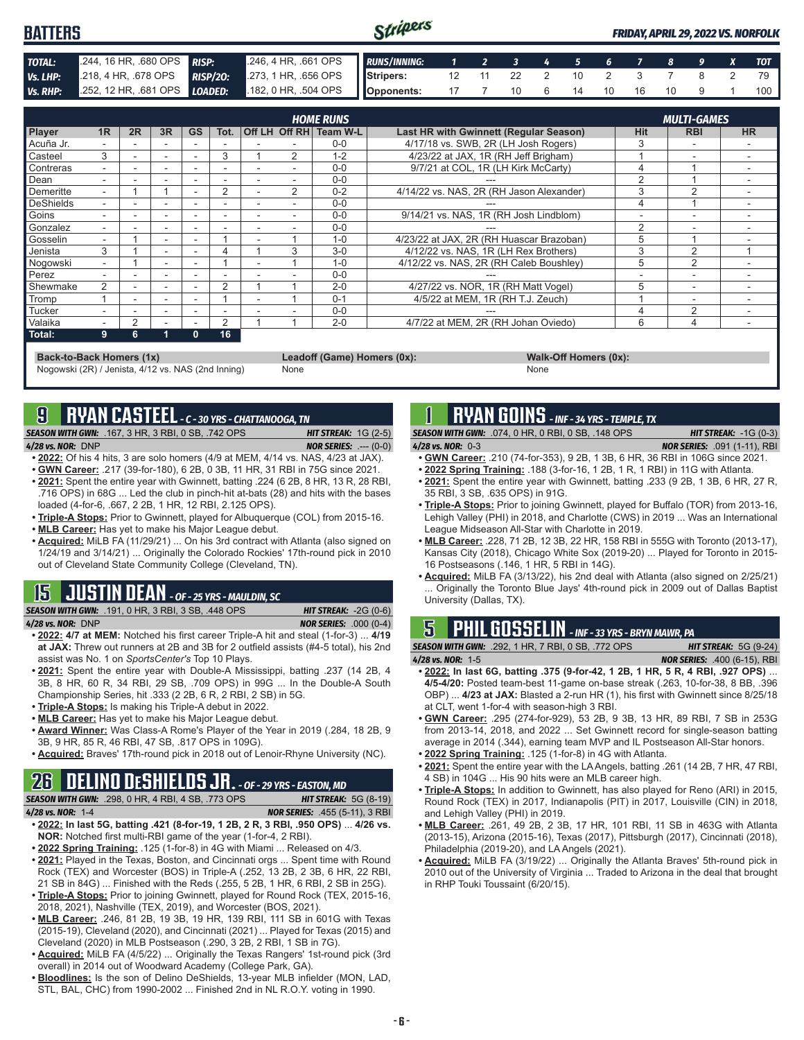# BATTERS

*FRIDAY, APRIL 29, 2022 VS. NORFOLK*

| | | | |
|---|---|---|---|
| **TOTAL:** | .244, 16 HR, .680 OPS | **RISP:** | .246, 4 HR, .661 OPS |
| **Vs. LHP:** | .218, 4 HR, .678 OPS | **RISP/2O:** | .273, 1 HR, .656 OPS |
| **Vs. RHP:** | .252, 12 HR, .681 OPS | **LOADED:** | .182, 0 HR, .504 OPS |

| RUNS/INNING: | 1 | 2 | 3 | 4 | 5 | 6 | 7 | 8 | 9 | X | TOT |
|---|---|---|---|---|---|---|---|---|---|---|---|
| Stripers: | 12 | 11 | 22 | 2 | 10 | 2 | 3 | 7 | 8 | 2 | 79 |
| Opponents: | 17 | 7 | 10 | 6 | 14 | 10 | 16 | 10 | 9 | 1 | 100 |

| | HOME RUNS | | | | | | | | | MULTI-GAMES | | |
|---|---|---|---|---|---|---|---|---|---|---|---|---|
| **Player** | **1R** | **2R** | **3R** | **GS** | **Tot.** | **Off LH** | **Off RH** | **Team W-L** | **Last HR with Gwinnett (Regular Season)** | **Hit** | **RBI** | **HR** |
| Acuña Jr. | - | - | - | - | - | - | - | 0-0 | 4/17/18 vs. SWB, 2R (LH Josh Rogers) | 3 | - | - |
| Casteel | 3 | - | - | - | 3 | 1 | 2 | 1-2 | 4/23/22 at JAX, 1R (RH Jeff Brigham) | 1 | - | - |
| Contreras | - | - | - | - | - | - | - | 0-0 | 9/7/21 at COL, 1R (LH Kirk McCarty) | 4 | 1 | - |
| Dean | - | - | - | - | - | - | - | 0-0 | --- | 2 | 1 | - |
| Demeritte | - | 1 | 1 | - | 2 | - | 2 | 0-2 | 4/14/22 vs. NAS, 2R (RH Jason Alexander) | 3 | 2 | - |
| DeShields | - | - | - | - | - | - | - | 0-0 | --- | 4 | 1 | - |
| Goins | - | - | - | - | - | - | - | 0-0 | 9/14/21 vs. NAS, 1R (RH Josh Lindblom) | - | - | - |
| Gonzalez | - | - | - | - | - | - | - | 0-0 | --- | 2 | - | - |
| Gosselin | - | 1 | - | - | 1 | - | 1 | 1-0 | 4/23/22 at JAX, 2R (RH Huascar Brazoban) | 5 | 1 | - |
| Jenista | 3 | 1 | - | - | 4 | 1 | 3 | 3-0 | 4/12/22 vs. NAS, 1R (LH Rex Brothers) | 3 | 2 | 1 |
| Nogowski | - | 1 | - | - | 1 | - | 1 | 1-0 | 4/12/22 vs. NAS, 2R (RH Caleb Boushley) | 5 | 2 | - |
| Perez | - | - | - | - | - | - | - | 0-0 | --- | - | - | - |
| Shewmake | 2 | - | - | - | 2 | 1 | 1 | 2-0 | 4/27/22 vs. NOR, 1R (RH Matt Vogel) | 5 | - | - |
| Tromp | 1 | - | - | - | 1 | - | 1 | 0-1 | 4/5/22 at MEM, 1R (RH T.J. Zeuch) | 1 | - | - |
| Tucker | - | - | - | - | - | - | - | 0-0 | --- | 4 | 2 | - |
| Valaika | - | 2 | - | - | 2 | 1 | 1 | 2-0 | 4/7/22 at MEM, 2R (RH Johan Oviedo) | 6 | 4 | - |
| **Total:** | **9** | **6** | **1** | **0** | **16** | | | | | | | |

**Back-to-Back Homers (1x)**
Nogowski (2R) / Jenista, 4/12 vs. NAS (2nd Inning)

**Leadoff (Game) Homers (0x):**
None

**Walk-Off Homers (0x):**
None

## 9 RYAN CASTEEL - C - 30 YRS - CHATTANOOGA, TN

**SEASON WITH GWN:** .167, 3 HR, 3 RBI, 0 SB, .742 OPS — **HIT STREAK:** 1G (2-5)
**4/28 vs. NOR:** DNP — **NOR SERIES:** .--- (0-0)

- **2022:** Of his 4 hits, 3 are solo homers (4/9 at MEM, 4/14 vs. NAS, 4/23 at JAX).
- **GWN Career:** .217 (39-for-180), 6 2B, 0 3B, 11 HR, 31 RBI in 75G since 2021.
- **2021:** Spent the entire year with Gwinnett, batting .224 (6 2B, 8 HR, 13 R, 28 RBI, .716 OPS) in 68G ... Led the club in pinch-hit at-bats (28) and hits with the bases loaded (4-for-6, .667, 2 2B, 1 HR, 12 RBI, 2.125 OPS).
- **Triple-A Stops:** Prior to Gwinnett, played for Albuquerque (COL) from 2015-16.
- **MLB Career:** Has yet to make his Major League debut.
- **Acquired:** MiLB FA (11/29/21) ... On his 3rd contract with Atlanta (also signed on 1/24/19 and 3/14/21) ... Originally the Colorado Rockies' 17th-round pick in 2010 out of Cleveland State Community College (Cleveland, TN).

## 15 JUSTIN DEAN - OF - 25 YRS - MAULDIN, SC

**SEASON WITH GWN:** .191, 0 HR, 3 RBI, 3 SB, .448 OPS — **HIT STREAK:** -2G (0-6)
**4/28 vs. NOR:** DNP — **NOR SERIES:** .000 (0-4)

- **2022: 4/7 at MEM:** Notched his first career Triple-A hit and steal (1-for-3) ... **4/19 at JAX:** Threw out runners at 2B and 3B for 2 outfield assists (#4-5 total), his 2nd assist was No. 1 on *SportsCenter's* Top 10 Plays.
- **2021:** Spent the entire year with Double-A Mississippi, batting .237 (14 2B, 4 3B, 8 HR, 60 R, 34 RBI, 29 SB, .709 OPS) in 99G ... In the Double-A South Championship Series, hit .333 (2 2B, 6 R, 2 RBI, 2 SB) in 5G.
- **Triple-A Stops:** Is making his Triple-A debut in 2022.
- **MLB Career:** Has yet to make his Major League debut.
- **Award Winner:** Was Class-A Rome's Player of the Year in 2019 (.284, 18 2B, 9 3B, 9 HR, 85 R, 46 RBI, 47 SB, .817 OPS in 109G).
- **Acquired:** Braves' 17th-round pick in 2018 out of Lenoir-Rhyne University (NC).

## 26 DELINO DESHIELDS JR. - OF - 29 YRS - EASTON, MD

**SEASON WITH GWN:** .298, 0 HR, 4 RBI, 4 SB, .773 OPS — **HIT STREAK:** 5G (8-19)
**4/28 vs. NOR:** 1-4 — **NOR SERIES:** .455 (5-11), 3 RBI

- **2022: In last 5G, batting .421 (8-for-19, 1 2B, 2 R, 3 RBI, .950 OPS)** ... **4/26 vs. NOR:** Notched first multi-RBI game of the year (1-for-4, 2 RBI).
- **2022 Spring Training:** .125 (1-for-8) in 4G with Miami ... Released on 4/3.
- **2021:** Played in the Texas, Boston, and Cincinnati orgs ... Spent time with Round Rock (TEX) and Worcester (BOS) in Triple-A (.252, 13 2B, 2 3B, 6 HR, 22 RBI, 21 SB in 84G) ... Finished with the Reds (.255, 5 2B, 1 HR, 6 RBI, 2 SB in 25G).
- **Triple-A Stops:** Prior to joining Gwinnett, played for Round Rock (TEX, 2015-16, 2018, 2021), Nashville (TEX, 2019), and Worcester (BOS, 2021).
- **MLB Career:** .246, 81 2B, 19 3B, 19 HR, 139 RBI, 111 SB in 601G with Texas (2015-19), Cleveland (2020), and Cincinnati (2021) ... Played for Texas (2015) and Cleveland (2020) in MLB Postseason (.290, 3 2B, 2 RBI, 1 SB in 7G).
- **Acquired:** MiLB FA (4/5/22) ... Originally the Texas Rangers' 1st-round pick (3rd overall) in 2014 out of Woodward Academy (College Park, GA).
- **Bloodlines:** Is the son of Delino DeShields, 13-year MLB infielder (MON, LAD, STL, BAL, CHC) from 1990-2002 ... Finished 2nd in NL R.O.Y. voting in 1990.

## 1 RYAN GOINS - INF - 34 YRS - TEMPLE, TX

**SEASON WITH GWN:** .074, 0 HR, 0 RBI, 0 SB, .148 OPS — **HIT STREAK:** -1G (0-3)
**4/28 vs. NOR:** 0-3 — **NOR SERIES:** .091 (1-11), RBI

- **GWN Career:** .210 (74-for-353), 9 2B, 1 3B, 6 HR, 36 RBI in 106G since 2021.
- **2022 Spring Training:** .188 (3-for-16, 1 2B, 1 R, 1 RBI) in 11G with Atlanta.
- **2021:** Spent the entire year with Gwinnett, batting .233 (9 2B, 1 3B, 6 HR, 27 R, 35 RBI, 3 SB, .635 OPS) in 91G.
- **Triple-A Stops:** Prior to joining Gwinnett, played for Buffalo (TOR) from 2013-16, Lehigh Valley (PHI) in 2018, and Charlotte (CWS) in 2019 ... Was an International League Midseason All-Star with Charlotte in 2019.
- **MLB Career:** .228, 71 2B, 12 3B, 22 HR, 158 RBI in 555G with Toronto (2013-17), Kansas City (2018), Chicago White Sox (2019-20) ... Played for Toronto in 2015-16 Postseasons (.146, 1 HR, 5 RBI in 14G).
- **Acquired:** MiLB FA (3/13/22), his 2nd deal with Atlanta (also signed on 2/25/21) ... Originally the Toronto Blue Jays' 4th-round pick in 2009 out of Dallas Baptist University (Dallas, TX).

## 5 PHIL GOSSELIN - INF - 33 YRS - BRYN MAWR, PA

**SEASON WITH GWN:** .292, 1 HR, 7 RBI, 0 SB, .772 OPS — **HIT STREAK:** 5G (9-24)
**4/28 vs. NOR:** 1-5 — **NOR SERIES:** .400 (6-15), RBI

- **2022: In last 6G, batting .375 (9-for-42, 1 2B, 1 HR, 5 R, 4 RBI, .927 OPS)** ... **4/5-4/20:** Posted team-best 11-game on-base streak (.263, 10-for-38, 8 BB, .396 OBP) ... **4/23 at JAX:** Blasted a 2-run HR (1), his first with Gwinnett since 8/25/18 at CLT, went 1-for-4 with season-high 3 RBI.
- **GWN Career:** .295 (274-for-929), 53 2B, 9 3B, 13 HR, 89 RBI, 7 SB in 253G from 2013-14, 2018, and 2022 ... Set Gwinnett record for single-season batting average in 2014 (.344), earning team MVP and IL Postseason All-Star honors.
- **2022 Spring Training:** .125 (1-for-8) in 4G with Atlanta.
- **2021:** Spent the entire year with the LA Angels, batting .261 (14 2B, 7 HR, 47 RBI, 4 SB) in 104G ... His 90 hits were an MLB career high.
- **Triple-A Stops:** In addition to Gwinnett, has also played for Reno (ARI) in 2015, Round Rock (TEX) in 2017, Indianapolis (PIT) in 2017, Louisville (CIN) in 2018, and Lehigh Valley (PHI) in 2019.
- **MLB Career:** .261, 49 2B, 2 3B, 17 HR, 101 RBI, 11 SB in 463G with Atlanta (2013-15), Arizona (2015-16), Texas (2017), Pittsburgh (2017), Cincinnati (2018), Philadelphia (2019-20), and LA Angels (2021).
- **Acquired:** MiLB FA (3/19/22) ... Originally the Atlanta Braves' 5th-round pick in 2010 out of the University of Virginia ... Traded to Arizona in the deal that brought in RHP Touki Toussaint (6/20/15).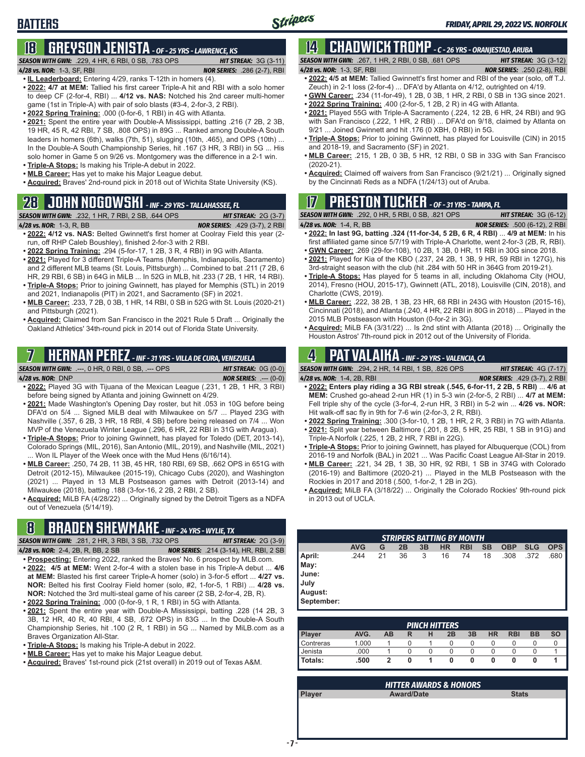## BATTERS

*FRIDAY, APRIL 29, 2022 VS. NORFOLK*

### 18 GREYSON JENISTA - OF - 25 YRS - LAWRENCE, KS

***SEASON WITH GWN:*** .229, 4 HR, 6 RBI, 0 SB, .783 OPS — ***HIT STREAK:*** 3G (3-11)
***4/28 vs. NOR:*** 1-3, SF, RBI — ***NOR SERIES:*** .286 (2-7), RBI

- **IL Leaderboard:** Entering 4/29, ranks T-12th in homers (4).
- **2022: 4/7 at MEM:** Tallied his first career Triple-A hit and RBI with a solo homer to deep CF (2-for-4, RBI) ... **4/12 vs. NAS:** Notched his 2nd career multi-homer game (1st in Triple-A) with pair of solo blasts (#3-4, 2-for-3, 2 RBI).
- **2022 Spring Training:** .000 (0-for-6, 1 RBI) in 4G with Atlanta.
- **2021:** Spent the entire year with Double-A Mississippi, batting .216 (7 2B, 2 3B, 19 HR, 45 R, 42 RBI, 7 SB, .808 OPS) in 89G ... Ranked among Double-A South leaders in homers (6th), walks (7th, 51), slugging (10th, .465), and OPS (10th) ... In the Double-A South Championship Series, hit .167 (3 HR, 3 RBI) in 5G ... His solo homer in Game 5 on 9/26 vs. Montgomery was the difference in a 2-1 win.
- **Triple-A Stops:** Is making his Triple-A debut in 2022.
- **MLB Career:** Has yet to make his Major League debut.
- **Acquired:** Braves' 2nd-round pick in 2018 out of Wichita State University (KS).

### 28 JOHN NOGOWSKI - INF - 29 YRS - TALLAHASSEE, FL

***SEASON WITH GWN:*** .232, 1 HR, 7 RBI, 2 SB, .644 OPS — ***HIT STREAK:*** 2G (3-7)
***4/28 vs. NOR:*** 1-3, R, BB — ***NOR SERIES:*** .429 (3-7), 2 RBI

- **2022: 4/12 vs. NAS:** Belted Gwinnett's first homer at Coolray Field this year (2-run, off RHP Caleb Boushley), finished 2-for-3 with 2 RBI.
- **2022 Spring Training:** .294 (5-for-17, 1 2B, 3 R, 4 RBI) in 9G with Atlanta.
- **2021:** Played for 3 different Triple-A Teams (Memphis, Indianapolis, Sacramento) and 2 different MLB teams (St. Louis, Pittsburgh) ... Combined to bat .211 (7 2B, 6 HR, 29 RBI, 6 SB) in 64G in MiLB ... In 52G in MLB, hit .233 (7 2B, 1 HR, 14 RBI).
- **Triple-A Stops:** Prior to joining Gwinnett, has played for Memphis (STL) in 2019 and 2021, Indianapolis (PIT) in 2021, and Sacramento (SF) in 2021.
- **MLB Career:** .233, 7 2B, 0 3B, 1 HR, 14 RBI, 0 SB in 52G with St. Louis (2020-21) and Pittsburgh (2021).
- **Acquired:** Claimed from San Francisco in the 2021 Rule 5 Draft ... Originally the Oakland Athletics' 34th-round pick in 2014 out of Florida State University.

### 7 HERNAN PEREZ - INF - 31 YRS - VILLA DE CURA, VENEZUELA

***SEASON WITH GWN:*** .---, 0 HR, 0 RBI, 0 SB, .--- OPS — ***HIT STREAK:*** 0G (0-0)
***4/28 vs. NOR:*** DNP — ***NOR SERIES:*** .--- (0-0)

- **2022:** Played 3G with Tijuana of the Mexican League (.231, 1 2B, 1 HR, 3 RBI) before being signed by Atlanta and joining Gwinnett on 4/29.
- **2021:** Made Washington's Opening Day roster, but hit .053 in 10G before being DFA'd on 5/4 ... Signed MiLB deal with Milwaukee on 5/7 ... Played 23G with Nashville (.357, 6 2B, 3 HR, 18 RBI, 4 SB) before being released on 7/4 ... Won MVP of the Venezuela Winter League (.296, 6 HR, 22 RBI in 31G with Aragua).
- **Triple-A Stops:** Prior to joining Gwinnett, has played for Toledo (DET, 2013-14), Colorado Springs (MIL, 2016), San Antonio (MIL, 2019), and Nashville (MIL, 2021) ... Won IL Player of the Week once with the Mud Hens (6/16/14).
- **MLB Career:** .250, 74 2B, 11 3B, 45 HR, 180 RBI, 69 SB, .662 OPS in 651G with Detroit (2012-15), Milwaukee (2015-19), Chicago Cubs (2020), and Washington (2021) ... Played in 13 MLB Postseason games with Detroit (2013-14) and Milwaukee (2018), batting .188 (3-for-16, 2 2B, 2 RBI, 2 SB).
- **Acquired:** MiLB FA (4/28/22) ... Originally signed by the Detroit Tigers as a NDFA out of Venezuela (5/14/19).

### 8 BRADEN SHEWMAKE - INF - 24 YRS - WYLIE, TX

***SEASON WITH GWN:*** .281, 2 HR, 3 RBI, 3 SB, .732 OPS — ***HIT STREAK:*** 2G (3-9)
***4/28 vs. NOR:*** 2-4, 2B, R, BB, 2 SB — ***NOR SERIES:*** .214 (3-14), HR, RBI, 2 SB

- **Prospecting:** Entering 2022, ranked the Braves' No. 6 prospect by MLB.com.
- **2022: 4/7 at MEM:** Went 2-for-4 with a stolen base in his Triple-A debut ... **4/6 at MEM:** Blasted his first career Triple-A homer (solo) in 3-for-5 effort ... **4/27 vs. NOR:** Belted his first Coolray Field homer (solo, #2, 1-for-5, 1 RBI) ... **4/28 vs. NOR:** Notched the 3rd multi-steal game of his career (2 SB, 2-for-4, 2B, R).
- **2022 Spring Training:** .000 (0-for-9, 1 R, 1 RBI) in 5G with Atlanta.
- **2021:** Spent the entire year with Double-A Mississippi, batting .228 (14 2B, 3 3B, 12 HR, 40 R, 40 RBI, 4 SB, .672 OPS) in 83G ... In the Double-A South Championship Series, hit .100 (2 R, 1 RBI) in 5G ... Named by MiLB.com as a Braves Organization All-Star.
- **Triple-A Stops:** Is making his Triple-A debut in 2022.
- **MLB Career:** Has yet to make his Major League debut.
- **Acquired:** Braves' 1st-round pick (21st overall) in 2019 out of Texas A&M.

### 14 CHADWICK TROMP - C - 26 YRS - ORANJESTAD, ARUBA

***SEASON WITH GWN:*** .267, 1 HR, 2 RBI, 0 SB, .681 OPS — ***HIT STREAK:*** 3G (3-12)
***4/28 vs. NOR:*** 1-3, SF, RBI — ***NOR SERIES:*** .250 (2-8), RBI

- **2022: 4/5 at MEM:** Tallied Gwinnett's first homer and RBI of the year (solo, off T.J. Zeuch) in 2-1 loss (2-for-4) ... DFA'd by Atlanta on 4/12, outrighted on 4/19.
- **GWN Career:** .234 (11-for-49), 1 2B, 0 3B, 1 HR, 2 RBI, 0 SB in 13G since 2021.
- **2022 Spring Training:** .400 (2-for-5, 1 2B, 2 R) in 4G with Atlanta.
- **2021:** Played 55G with Triple-A Sacramento (.224, 12 2B, 6 HR, 24 RBI) and 9G with San Francisco (.222, 1 HR, 2 RBI) ... DFA'd on 9/18, claimed by Atlanta on 9/21 ... Joined Gwinnett and hit .176 (0 XBH, 0 RBI) in 5G.
- **Triple-A Stops:** Prior to joining Gwinnett, has played for Louisville (CIN) in 2015 and 2018-19, and Sacramento (SF) in 2021.
- **MLB Career:** .215, 1 2B, 0 3B, 5 HR, 12 RBI, 0 SB in 33G with San Francisco (2020-21).
- **Acquired:** Claimed off waivers from San Francisco (9/21/21) ... Originally signed by the Cincinnati Reds as a NDFA (1/24/13) out of Aruba.

### 17 PRESTON TUCKER - OF - 31 YRS - TAMPA, FL

***SEASON WITH GWN:*** .292, 0 HR, 5 RBI, 0 SB, .821 OPS — ***HIT STREAK:*** 3G (6-12)
***4/28 vs. NOR:*** 1-4, R, BB — ***NOR SERIES:*** .500 (6-12), 2 RBI

- **2022: In last 9G, batting .324 (11-for-34, 5 2B, 6 R, 4 RBI)** ... **4/9 at MEM:** In his first affiliated game since 5/7/19 with Triple-A Charlotte, went 2-for-3 (2B, R, RBI).
- **GWN Career:** .269 (29-for-108), 10 2B, 1 3B, 0 HR, 11 RBI in 30G since 2018.
- **2021:** Played for Kia of the KBO (.237, 24 2B, 1 3B, 9 HR, 59 RBI in 127G), his 3rd-straight season with the club (hit .284 with 50 HR in 364G from 2019-21).
- **Triple-A Stops:** Has played for 5 teams in all, including Oklahoma City (HOU, 2014), Fresno (HOU, 2015-17), Gwinnett (ATL, 2018), Louisville (CIN, 2018), and Charlotte (CWS, 2019).
- **MLB Career:** .222, 38 2B, 1 3B, 23 HR, 68 RBI in 243G with Houston (2015-16), Cincinnati (2018), and Atlanta (.240, 4 HR, 22 RBI in 80G in 2018) ... Played in the 2015 MLB Postseason with Houston (0-for-2 in 3G).
- **Acquired:** MiLB FA (3/31/22) ... Is 2nd stint with Atlanta (2018) ... Originally the Houston Astros' 7th-round pick in 2012 out of the University of Florida.

### 4 PAT VALAIKA - INF - 29 YRS - VALENCIA, CA

***SEASON WITH GWN:*** .294, 2 HR, 14 RBI, 1 SB, .826 OPS — ***HIT STREAK:*** 4G (7-17)
***4/28 vs. NOR:*** 1-4, 2B, RBI — ***NOR SERIES:*** .429 (3-7), 2 RBI

- **2022: Enters play riding a 3G RBI streak (.545, 6-for-11, 2 2B, 5 RBI)** ... **4/6 at MEM:** Crushed go-ahead 2-run HR (1) in 5-3 win (2-for-5, 2 RBI) ... **4/7 at MEM:** Fell triple shy of the cycle (3-for-4, 2-run HR, 3 RBI) in 5-2 win ... **4/26 vs. NOR:** Hit walk-off sac fly in 9th for 7-6 win (2-for-3, 2 R, RBI).
- **2022 Spring Training:** .300 (3-for-10, 1 2B, 1 HR, 2 R, 3 RBI) in 7G with Atlanta.
- **2021:** Split year between Baltimore (.201, 8 2B, 5 HR, 25 RBI, 1 SB in 91G) and Triple-A Norfolk (.225, 1 2B, 2 HR, 7 RBI in 22G).
- **Triple-A Stops:** Prior to joining Gwinnett, has played for Albuquerque (COL) from 2016-19 and Norfolk (BAL) in 2021 ... Was Pacific Coast League All-Star in 2019.
- **MLB Career:** .221, 34 2B, 1 3B, 30 HR, 92 RBI, 1 SB in 374G with Colorado (2016-19) and Baltimore (2020-21) ... Played in the MLB Postseason with the Rockies in 2017 and 2018 (.500, 1-for-2, 1 2B in 2G).
- **Acquired:** MiLB FA (3/18/22) ... Originally the Colorado Rockies' 9th-round pick in 2013 out of UCLA.

### STRIPERS BATTING BY MONTH

| | AVG | G | 2B | 3B | HR | RBI | SB | OBP | SLG | OPS |
|---|---|---|---|---|---|---|---|---|---|---|
| April: | .244 | 21 | 36 | 3 | 16 | 74 | 18 | .308 | .372 | .680 |
| May: | | | | | | | | | | |
| June: | | | | | | | | | | |
| July | | | | | | | | | | |
| August: | | | | | | | | | | |
| September: | | | | | | | | | | |

### PINCH HITTERS

| Player | AVG. | AB | R | H | 2B | 3B | HR | RBI | BB | SO |
|---|---|---|---|---|---|---|---|---|---|---|
| Contreras | 1.000 | 1 | 0 | 1 | 0 | 0 | 0 | 0 | 0 | 0 |
| Jenista | .000 | 1 | 0 | 0 | 0 | 0 | 0 | 0 | 0 | 1 |
| **Totals:** | **.500** | **2** | **0** | **1** | **0** | **0** | **0** | **0** | **0** | **1** |

### HITTER AWARDS & HONORS

| Player | Award/Date | Stats |
|---|---|---|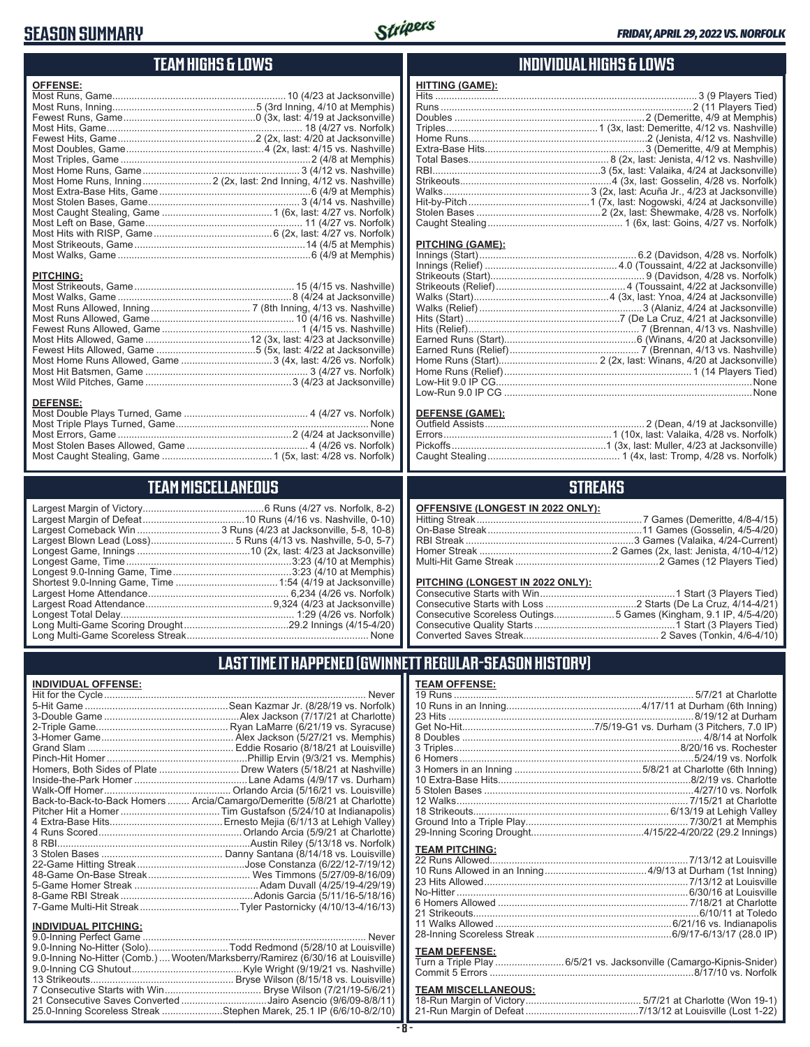# SEASON SUMMARY

FRIDAY, APRIL 29, 2022 VS. NORFOLK

## TEAM HIGHS & LOWS

**OFFENSE:**

| | |
|---|---|
| Most Runs, Game | 10 (4/23 at Jacksonville) |
| Most Runs, Inning | 5 (3rd Inning, 4/10 at Memphis) |
| Fewest Runs, Game | 0 (3x, last: 4/19 at Jacksonville) |
| Most Hits, Game | 18 (4/27 vs. Norfolk) |
| Fewest Hits, Game | 2 (2x, last: 4/20 at Jacksonville) |
| Most Doubles, Game | 4 (2x, last: 4/15 vs. Nashville) |
| Most Triples, Game | 2 (4/8 at Memphis) |
| Most Home Runs, Game | 3 (4/12 vs. Nashville) |
| Most Home Runs, Inning | 2 (2x, last: 2nd Inning, 4/12 vs. Nashville) |
| Most Extra-Base Hits, Game | 6 (4/9 at Memphis) |
| Most Stolen Bases, Game | 3 (4/14 vs. Nashville) |
| Most Caught Stealing, Game | 1 (6x, last: 4/27 vs. Norfolk) |
| Most Left on Base, Game | 11 (4/27 vs. Norfolk) |
| Most Hits with RISP, Game | 6 (2x, last: 4/27 vs. Norfolk) |
| Most Strikeouts, Game | 14 (4/5 at Memphis) |
| Most Walks, Game | 6 (4/9 at Memphis) |

**PITCHING:**

| | |
|---|---|
| Most Strikeouts, Game | 15 (4/15 vs. Nashville) |
| Most Walks, Game | 8 (4/24 at Jacksonville) |
| Most Runs Allowed, Inning | 7 (8th Inning, 4/13 vs. Nashville) |
| Most Runs Allowed, Game | 10 (4/16 vs. Nashville) |
| Fewest Runs Allowed, Game | 1 (4/15 vs. Nashville) |
| Most Hits Allowed, Game | 12 (3x, last: 4/23 at Jacksonville) |
| Fewest Hits Allowed, Game | 5 (5x, last: 4/22 at Jacksonville) |
| Most Home Runs Allowed, Game | 3 (4x, last: 4/26 vs. Norfolk) |
| Most Hit Batsmen, Game | 3 (4/27 vs. Norfolk) |
| Most Wild Pitches, Game | 3 (4/23 at Jacksonville) |

**DEFENSE:**

| | |
|---|---|
| Most Double Plays Turned, Game | 4 (4/27 vs. Norfolk) |
| Most Triple Plays Turned, Game | None |
| Most Errors, Game | 2 (4/24 at Jacksonville) |
| Most Stolen Bases Allowed, Game | 4 (4/26 vs. Norfolk) |
| Most Caught Stealing, Game | 1 (5x, last: 4/28 vs. Norfolk) |

## INDIVIDUAL HIGHS & LOWS

**HITTING (GAME):**

| | |
|---|---|
| Hits | 3 (9 Players Tied) |
| Runs | 2 (11 Players Tied) |
| Doubles | 2 (Demeritte, 4/9 at Memphis) |
| Triples | 1 (3x, last: Demeritte, 4/12 vs. Nashville) |
| Home Runs | 2 (Jenista, 4/12 vs. Nashville) |
| Extra-Base Hits | 3 (Demeritte, 4/9 at Memphis) |
| Total Bases | 8 (2x, last: Jenista, 4/12 vs. Nashville) |
| RBI | 3 (5x, last: Valaika, 4/24 at Jacksonville) |
| Strikeouts | 4 (3x, last: Gosselin, 4/28 vs. Norfolk) |
| Walks | 3 (2x, last: Acuña Jr., 4/23 at Jacksonville) |
| Hit-by-Pitch | 1 (7x, last: Nogowski, 4/24 at Jacksonville) |
| Stolen Bases | 2 (2x, last: Shewmake, 4/28 vs. Norfolk) |
| Caught Stealing | 1 (6x, last: Goins, 4/27 vs. Norfolk) |

**PITCHING (GAME):**

| | |
|---|---|
| Innings (Start) | 6.2 (Davidson, 4/28 vs. Norfolk) |
| Innings (Relief) | 4.0 (Toussaint, 4/22 at Jacksonville) |
| Strikeouts (Start) | 9 (Davidson, 4/28 vs. Norfolk) |
| Strikeouts (Relief) | 4 (Toussaint, 4/22 at Jacksonville) |
| Walks (Start) | 4 (3x, last: Ynoa, 4/24 at Jacksonville) |
| Walks (Relief) | 3 (Alaniz, 4/24 at Jacksonville) |
| Hits (Start) | 7 (De La Cruz, 4/21 at Jacksonville) |
| Hits (Relief) | 7 (Brennan, 4/13 vs. Nashville) |
| Earned Runs (Start) | 6 (Winans, 4/20 at Jacksonville) |
| Earned Runs (Relief) | 7 (Brennan, 4/13 vs. Nashville) |
| Home Runs (Start) | 2 (2x, last: Winans, 4/20 at Jacksonville) |
| Home Runs (Relief) | 1 (14 Players Tied) |
| Low-Hit 9.0 IP CG | None |
| Low-Run 9.0 IP CG | None |

**DEFENSE (GAME):**

| | |
|---|---|
| Outfield Assists | 2 (Dean, 4/19 at Jacksonville) |
| Errors | 1 (10x, last: Valaika, 4/28 vs. Norfolk) |
| Pickoffs | 1 (3x, last: Muller, 4/23 at Jacksonville) |
| Caught Stealing | 1 (4x, last: Tromp, 4/28 vs. Norfolk) |

## TEAM MISCELLANEOUS

| | |
|---|---|
| Largest Margin of Victory | 6 Runs (4/27 vs. Norfolk, 8-2) |
| Largest Margin of Defeat | 10 Runs (4/16 vs. Nashville, 0-10) |
| Largest Comeback Win | 3 Runs (4/23 at Jacksonville, 5-8, 10-8) |
| Largest Blown Lead (Loss) | 5 Runs (4/13 vs. Nashville, 5-0, 5-7) |
| Longest Game, Innings | 10 (2x, last: 4/23 at Jacksonville) |
| Longest Game, Time | 3:23 (4/10 at Memphis) |
| Longest 9.0-Inning Game, Time | 3:23 (4/10 at Memphis) |
| Shortest 9.0-Inning Game, Time | 1:54 (4/19 at Jacksonville) |
| Largest Home Attendance | 6,234 (4/26 vs. Norfolk) |
| Largest Road Attendance | 9,324 (4/23 at Jacksonville) |
| Longest Total Delay | 1:29 (4/26 vs. Norfolk) |
| Long Multi-Game Scoring Drought | 29.2 Innings (4/15-4/20) |
| Long Multi-Game Scoreless Streak | None |

## STREAKS

**OFFENSIVE (LONGEST IN 2022 ONLY):**

| | |
|---|---|
| Hitting Streak | 7 Games (Demeritte, 4/8-4/15) |
| On-Base Streak | 11 Games (Gosselin, 4/5-4/20) |
| RBI Streak | 3 Games (Valaika, 4/24-Current) |
| Homer Streak | 2 Games (2x, last: Jenista, 4/10-4/12) |
| Multi-Hit Game Streak | 2 Games (12 Players Tied) |

**PITCHING (LONGEST IN 2022 ONLY):**

| | |
|---|---|
| Consecutive Starts with Win | 1 Start (3 Players Tied) |
| Consecutive Starts with Loss | 2 Starts (De La Cruz, 4/14-4/21) |
| Consecutive Scoreless Outings | 5 Games (Kingham, 9.1 IP, 4/5-4/20) |
| Consecutive Quality Starts | 1 Start (3 Players Tied) |
| Converted Saves Streak | 2 Saves (Tonkin, 4/6-4/10) |

## LAST TIME IT HAPPENED (GWINNETT REGULAR-SEASON HISTORY)

**INDIVIDUAL OFFENSE:**

| | |
|---|---|
| Hit for the Cycle | Never |
| 5-Hit Game | Sean Kazmar Jr. (8/28/19 vs. Norfolk) |
| 3-Double Game | Alex Jackson (7/17/21 at Charlotte) |
| 2-Triple Game | Ryan LaMarre (6/21/19 vs. Syracuse) |
| 3-Homer Game | Alex Jackson (5/27/21 vs. Memphis) |
| Grand Slam | Eddie Rosario (8/18/21 at Louisville) |
| Pinch-Hit Homer | Phillip Ervin (9/3/21 vs. Memphis) |
| Homers, Both Sides of Plate | Drew Waters (5/18/21 at Nashville) |
| Inside-the-Park Homer | Lane Adams (4/9/17 vs. Durham) |
| Walk-Off Homer | Orlando Arcia (5/16/21 vs. Louisville) |
| Back-to-Back-to-Back Homers | Arcia/Camargo/Demeritte (5/8/21 at Charlotte) |
| Pitcher Hit a Homer | Tim Gustafson (5/24/10 at Indianapolis) |
| 4 Extra-Base Hits | Ernesto Mejia (6/1/13 at Lehigh Valley) |
| 4 Runs Scored | Orlando Arcia (5/9/21 at Charlotte) |
| 8 RBI | Austin Riley (5/13/18 vs. Norfolk) |
| 3 Stolen Bases | Danny Santana (8/14/18 vs. Louisville) |
| 22-Game Hitting Streak | Jose Constanza (6/22/12-7/19/12) |
| 48-Game On-Base Streak | Wes Timmons (5/27/09-8/16/09) |
| 5-Game Homer Streak | Adam Duvall (4/25/19-4/29/19) |
| 8-Game RBI Streak | Adonis Garcia (5/11/16-5/18/16) |
| 7-Game Multi-Hit Streak | Tyler Pastornicky (4/10/13-4/16/13) |

**INDIVIDUAL PITCHING:**

| | |
|---|---|
| 9.0-Inning Perfect Game | Never |
| 9.0-Inning No-Hitter (Solo) | Todd Redmond (5/28/10 at Louisville) |
| 9.0-Inning No-Hitter (Comb.) | Wooten/Marksberry/Ramirez (6/30/16 at Louisville) |
| 9.0-Inning CG Shutout | Kyle Wright (9/19/21 vs. Nashville) |
| 13 Strikeouts | Bryse Wilson (8/15/18 vs. Louisville) |
| 7 Consecutive Starts with Win | Bryse Wilson (7/21/19-5/6/21) |
| 21 Consecutive Saves Converted | Jairo Asencio (9/6/09-8/8/11) |
| 25.0-Inning Scoreless Streak | Stephen Marek, 25.1 IP (6/6/10-8/2/10) |

**TEAM OFFENSE:**

| | |
|---|---|
| 19 Runs | 5/7/21 at Charlotte |
| 10 Runs in an Inning | 4/17/11 at Durham (6th Inning) |
| 23 Hits | 8/19/12 at Durham |
| Get No-Hit | 7/5/19-G1 vs. Durham (3 Pitchers, 7.0 IP) |
| 8 Doubles | 4/8/14 at Norfolk |
| 3 Triples | 8/20/16 vs. Rochester |
| 6 Homers | 5/24/19 vs. Norfolk |
| 3 Homers in an Inning | 5/8/21 at Charlotte (6th Inning) |
| 10 Extra-Base Hits | 8/2/19 vs. Charlotte |
| 5 Stolen Bases | 4/27/10 vs. Norfolk |
| 12 Walks | 7/15/21 at Charlotte |
| 18 Strikeouts | 6/13/19 at Lehigh Valley |
| Ground Into a Triple Play | 7/30/21 at Memphis |
| 29-Inning Scoring Drought | 4/15/22-4/20/22 (29.2 Innings) |

**TEAM PITCHING:**

| | |
|---|---|
| 22 Runs Allowed | 7/13/12 at Louisville |
| 10 Runs Allowed in an Inning | 4/9/13 at Durham (1st Inning) |
| 23 Hits Allowed | 7/13/12 at Louisville |
| No-Hitter | 6/30/16 at Louisville |
| 6 Homers Allowed | 7/18/21 at Charlotte |
| 21 Strikeouts | 6/10/11 at Toledo |
| 11 Walks Allowed | 6/21/16 vs. Indianapolis |
| 28-Inning Scoreless Streak | 6/9/17-6/13/17 (28.0 IP) |

**TEAM DEFENSE:**

| | |
|---|---|
| Turn a Triple Play | 6/5/21 vs. Jacksonville (Camargo-Kipnis-Snider) |
| Commit 5 Errors | 8/17/10 vs. Norfolk |

**TEAM MISCELLANEOUS:**

| | |
|---|---|
| 18-Run Margin of Victory | 5/7/21 at Charlotte (Won 19-1) |
| 21-Run Margin of Defeat | 7/13/12 at Louisville (Lost 1-22) |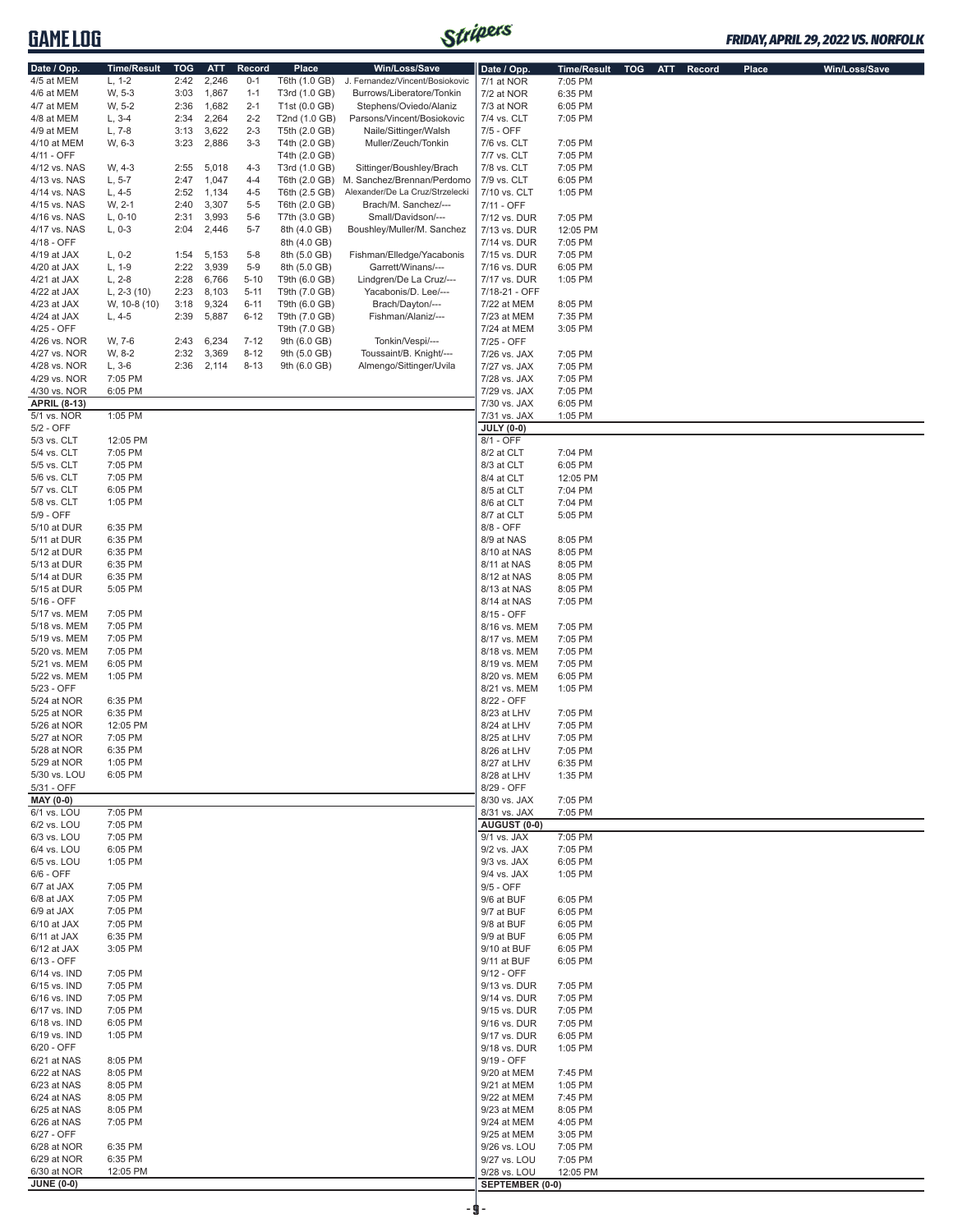# GAME LOG

| Date / Opp. | Time/Result | TOG | ATT | Record | Place | Win/Loss/Save |
|---|---|---|---|---|---|---|
| 4/5 at MEM | L, 1-2 | 2:42 | 2,246 | 0-1 | T6th (1.0 GB) | J. Fernandez/Vincent/Bosiokovic |
| 4/6 at MEM | W, 5-3 | 3:03 | 1,867 | 1-1 | T3rd (1.0 GB) | Burrows/Liberatore/Tonkin |
| 4/7 at MEM | W, 5-2 | 2:36 | 1,682 | 2-1 | T1st (0.0 GB) | Stephens/Oviedo/Alaniz |
| 4/8 at MEM | L, 3-4 | 2:34 | 2,264 | 2-2 | T2nd (1.0 GB) | Parsons/Vincent/Bosiokovic |
| 4/9 at MEM | L, 7-8 | 3:13 | 3,622 | 2-3 | T5th (2.0 GB) | Naile/Sittinger/Walsh |
| 4/10 at MEM | W, 6-3 | 3:23 | 2,886 | 3-3 | T4th (2.0 GB) | Muller/Zeuch/Tonkin |
| 4/11 - OFF | | | | | T4th (2.0 GB) | |
| 4/12 vs. NAS | W, 4-3 | 2:55 | 5,018 | 4-3 | T3rd (1.0 GB) | Sittinger/Boushley/Brach |
| 4/13 vs. NAS | L, 5-7 | 2:47 | 1,047 | 4-4 | T6th (2.0 GB) | M. Sanchez/Brennan/Perdomo |
| 4/14 vs. NAS | L, 4-5 | 2:52 | 1,134 | 4-5 | T6th (2.5 GB) | Alexander/De La Cruz/Strzelecki |
| 4/15 vs. NAS | W, 2-1 | 2:40 | 3,307 | 5-5 | T6th (2.0 GB) | Brach/M. Sanchez/--- |
| 4/16 vs. NAS | L, 0-10 | 2:31 | 3,993 | 5-6 | T7th (3.0 GB) | Small/Davidson/--- |
| 4/17 vs. NAS | L, 0-3 | 2:04 | 2,446 | 5-7 | 8th (4.0 GB) | Boushley/Muller/M. Sanchez |
| 4/18 - OFF | | | | | 8th (4.0 GB) | |
| 4/19 at JAX | L, 0-2 | 1:54 | 5,153 | 5-8 | 8th (5.0 GB) | Fishman/Elledge/Yacabonis |
| 4/20 at JAX | L, 1-9 | 2:22 | 3,939 | 5-9 | 8th (5.0 GB) | Garrett/Winans/--- |
| 4/21 at JAX | L, 2-8 | 2:28 | 6,766 | 5-10 | T9th (6.0 GB) | Lindgren/De La Cruz/--- |
| 4/22 at JAX | L, 2-3 (10) | 2:23 | 8,103 | 5-11 | T9th (7.0 GB) | Yacabonis/D. Lee/--- |
| 4/23 at JAX | W, 10-8 (10) | 3:18 | 9,324 | 6-11 | T9th (6.0 GB) | Brach/Dayton/--- |
| 4/24 at JAX | L, 4-5 | 2:39 | 5,887 | 6-12 | T9th (7.0 GB) | Fishman/Alaniz/--- |
| 4/25 - OFF | | | | | T9th (7.0 GB) | |
| 4/26 vs. NOR | W, 7-6 | 2:43 | 6,234 | 7-12 | 9th (6.0 GB) | Tonkin/Vespi/--- |
| 4/27 vs. NOR | W, 8-2 | 2:32 | 3,369 | 8-12 | 9th (5.0 GB) | Toussaint/B. Knight/--- |
| 4/28 vs. NOR | L, 3-6 | 2:36 | 2,114 | 8-13 | 9th (6.0 GB) | Almengo/Sittinger/Uvila |
| 4/29 vs. NOR | 7:05 PM | | | | | |
| 4/30 vs. NOR | 6:05 PM | | | | | |
| **APRIL (8-13)** | | | | | | |
| 5/1 vs. NOR | 1:05 PM | | | | | |
| 5/2 - OFF | | | | | | |
| 5/3 vs. CLT | 12:05 PM | | | | | |
| 5/4 vs. CLT | 7:05 PM | | | | | |
| 5/5 vs. CLT | 7:05 PM | | | | | |
| 5/6 vs. CLT | 7:05 PM | | | | | |
| 5/7 vs. CLT | 6:05 PM | | | | | |
| 5/8 vs. CLT | 1:05 PM | | | | | |
| 5/9 - OFF | | | | | | |
| 5/10 at DUR | 6:35 PM | | | | | |
| 5/11 at DUR | 6:35 PM | | | | | |
| 5/12 at DUR | 6:35 PM | | | | | |
| 5/13 at DUR | 6:35 PM | | | | | |
| 5/14 at DUR | 6:35 PM | | | | | |
| 5/15 at DUR | 5:05 PM | | | | | |
| 5/16 - OFF | | | | | | |
| 5/17 vs. MEM | 7:05 PM | | | | | |
| 5/18 vs. MEM | 7:05 PM | | | | | |
| 5/19 vs. MEM | 7:05 PM | | | | | |
| 5/20 vs. MEM | 7:05 PM | | | | | |
| 5/21 vs. MEM | 6:05 PM | | | | | |
| 5/22 vs. MEM | 1:05 PM | | | | | |
| 5/23 - OFF | | | | | | |
| 5/24 at NOR | 6:35 PM | | | | | |
| 5/25 at NOR | 6:35 PM | | | | | |
| 5/26 at NOR | 12:05 PM | | | | | |
| 5/27 at NOR | 7:05 PM | | | | | |
| 5/28 at NOR | 6:35 PM | | | | | |
| 5/29 at NOR | 1:05 PM | | | | | |
| 5/30 vs. LOU | 6:05 PM | | | | | |
| 5/31 - OFF | | | | | | |
| **MAY (0-0)** | | | | | | |
| 6/1 vs. LOU | 7:05 PM | | | | | |
| 6/2 vs. LOU | 7:05 PM | | | | | |
| 6/3 vs. LOU | 7:05 PM | | | | | |
| 6/4 vs. LOU | 6:05 PM | | | | | |
| 6/5 vs. LOU | 1:05 PM | | | | | |
| 6/6 - OFF | | | | | | |
| 6/7 at JAX | 7:05 PM | | | | | |
| 6/8 at JAX | 7:05 PM | | | | | |
| 6/9 at JAX | 7:05 PM | | | | | |
| 6/10 at JAX | 7:05 PM | | | | | |
| 6/11 at JAX | 6:35 PM | | | | | |
| 6/12 at JAX | 3:05 PM | | | | | |
| 6/13 - OFF | | | | | | |
| 6/14 vs. IND | 7:05 PM | | | | | |
| 6/15 vs. IND | 7:05 PM | | | | | |
| 6/16 vs. IND | 7:05 PM | | | | | |
| 6/17 vs. IND | 7:05 PM | | | | | |
| 6/18 vs. IND | 6:05 PM | | | | | |
| 6/19 vs. IND | 1:05 PM | | | | | |
| 6/20 - OFF | | | | | | |
| 6/21 at NAS | 8:05 PM | | | | | |
| 6/22 at NAS | 8:05 PM | | | | | |
| 6/23 at NAS | 8:05 PM | | | | | |
| 6/24 at NAS | 8:05 PM | | | | | |
| 6/25 at NAS | 8:05 PM | | | | | |
| 6/26 at NAS | 7:05 PM | | | | | |
| 6/27 - OFF | | | | | | |
| 6/28 at NOR | 6:35 PM | | | | | |
| 6/29 at NOR | 6:35 PM | | | | | |
| 6/30 at NOR | 12:05 PM | | | | | |
| **JUNE (0-0)** | | | | | | |

| Date / Opp. | Time/Result | TOG | ATT | Record | Place | Win/Loss/Save |
|---|---|---|---|---|---|---|
| 7/1 at NOR | 7:05 PM | | | | | |
| 7/2 at NOR | 6:35 PM | | | | | |
| 7/3 at NOR | 6:05 PM | | | | | |
| 7/4 vs. CLT | 7:05 PM | | | | | |
| 7/5 - OFF | | | | | | |
| 7/6 vs. CLT | 7:05 PM | | | | | |
| 7/7 vs. CLT | 7:05 PM | | | | | |
| 7/8 vs. CLT | 7:05 PM | | | | | |
| 7/9 vs. CLT | 6:05 PM | | | | | |
| 7/10 vs. CLT | 1:05 PM | | | | | |
| 7/11 - OFF | | | | | | |
| 7/12 vs. DUR | 7:05 PM | | | | | |
| 7/13 vs. DUR | 12:05 PM | | | | | |
| 7/14 vs. DUR | 7:05 PM | | | | | |
| 7/15 vs. DUR | 7:05 PM | | | | | |
| 7/16 vs. DUR | 6:05 PM | | | | | |
| 7/17 vs. DUR | 1:05 PM | | | | | |
| 7/18-21 - OFF | | | | | | |
| 7/22 at MEM | 8:05 PM | | | | | |
| 7/23 at MEM | 7:35 PM | | | | | |
| 7/24 at MEM | 3:05 PM | | | | | |
| 7/25 - OFF | | | | | | |
| 7/26 vs. JAX | 7:05 PM | | | | | |
| 7/27 vs. JAX | 7:05 PM | | | | | |
| 7/28 vs. JAX | 7:05 PM | | | | | |
| 7/29 vs. JAX | 7:05 PM | | | | | |
| 7/30 vs. JAX | 6:05 PM | | | | | |
| 7/31 vs. JAX | 1:05 PM | | | | | |
| **JULY (0-0)** | | | | | | |
| 8/1 - OFF | | | | | | |
| 8/2 at CLT | 7:04 PM | | | | | |
| 8/3 at CLT | 6:05 PM | | | | | |
| 8/4 at CLT | 12:05 PM | | | | | |
| 8/5 at CLT | 7:04 PM | | | | | |
| 8/6 at CLT | 7:04 PM | | | | | |
| 8/7 at CLT | 5:05 PM | | | | | |
| 8/8 - OFF | | | | | | |
| 8/9 at NAS | 8:05 PM | | | | | |
| 8/10 at NAS | 8:05 PM | | | | | |
| 8/11 at NAS | 8:05 PM | | | | | |
| 8/12 at NAS | 8:05 PM | | | | | |
| 8/13 at NAS | 8:05 PM | | | | | |
| 8/14 at NAS | 7:05 PM | | | | | |
| 8/15 - OFF | | | | | | |
| 8/16 vs. MEM | 7:05 PM | | | | | |
| 8/17 vs. MEM | 7:05 PM | | | | | |
| 8/18 vs. MEM | 7:05 PM | | | | | |
| 8/19 vs. MEM | 7:05 PM | | | | | |
| 8/20 vs. MEM | 6:05 PM | | | | | |
| 8/21 vs. MEM | 1:05 PM | | | | | |
| 8/22 - OFF | | | | | | |
| 8/23 at LHV | 7:05 PM | | | | | |
| 8/24 at LHV | 7:05 PM | | | | | |
| 8/25 at LHV | 7:05 PM | | | | | |
| 8/26 at LHV | 7:05 PM | | | | | |
| 8/27 at LHV | 6:35 PM | | | | | |
| 8/28 at LHV | 1:35 PM | | | | | |
| 8/29 - OFF | | | | | | |
| 8/30 vs. JAX | 7:05 PM | | | | | |
| 8/31 vs. JAX | 7:05 PM | | | | | |
| **AUGUST (0-0)** | | | | | | |
| 9/1 vs. JAX | 7:05 PM | | | | | |
| 9/2 vs. JAX | 7:05 PM | | | | | |
| 9/3 vs. JAX | 6:05 PM | | | | | |
| 9/4 vs. JAX | 1:05 PM | | | | | |
| 9/5 - OFF | | | | | | |
| 9/6 at BUF | 6:05 PM | | | | | |
| 9/7 at BUF | 6:05 PM | | | | | |
| 9/8 at BUF | 6:05 PM | | | | | |
| 9/9 at BUF | 6:05 PM | | | | | |
| 9/10 at BUF | 6:05 PM | | | | | |
| 9/11 at BUF | 6:05 PM | | | | | |
| 9/12 - OFF | | | | | | |
| 9/13 vs. DUR | 7:05 PM | | | | | |
| 9/14 vs. DUR | 7:05 PM | | | | | |
| 9/15 vs. DUR | 7:05 PM | | | | | |
| 9/16 vs. DUR | 7:05 PM | | | | | |
| 9/17 vs. DUR | 6:05 PM | | | | | |
| 9/18 vs. DUR | 1:05 PM | | | | | |
| 9/19 - OFF | | | | | | |
| 9/20 at MEM | 7:45 PM | | | | | |
| 9/21 at MEM | 1:05 PM | | | | | |
| 9/22 at MEM | 7:45 PM | | | | | |
| 9/23 at MEM | 8:05 PM | | | | | |
| 9/24 at MEM | 4:05 PM | | | | | |
| 9/25 at MEM | 3:05 PM | | | | | |
| 9/26 vs. LOU | 7:05 PM | | | | | |
| 9/27 vs. LOU | 7:05 PM | | | | | |
| 9/28 vs. LOU | 12:05 PM | | | | | |
| **SEPTEMBER (0-0)** | | | | | | |